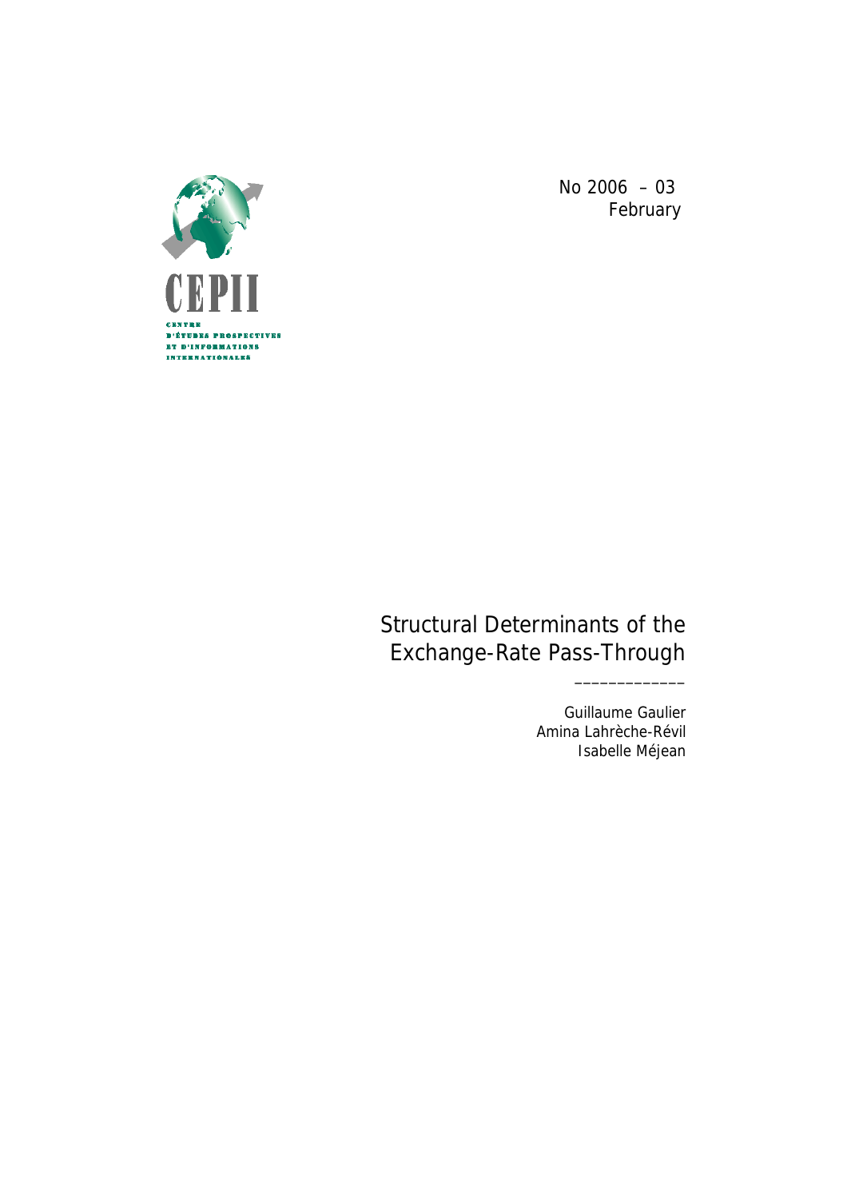CEPII

CENTRE D'ÉTUDES PROSPECTIVES ET D'INFORMATIONS INTERNATIONALES

No 2006 – 03
February

# Structural Determinants of the Exchange-Rate Pass-Through

_____________

Guillaume Gaulier
Amina Lahrèche-Révil
Isabelle Méjean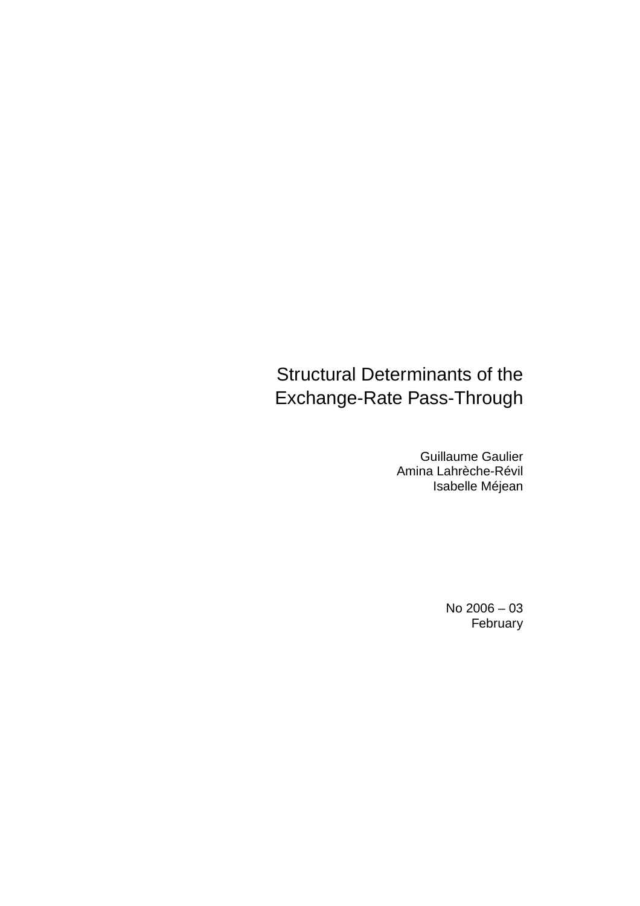# Structural Determinants of the Exchange-Rate Pass-Through

Guillaume Gaulier
Amina Lahrèche-Révil
Isabelle Méjean

No 2006 – 03
February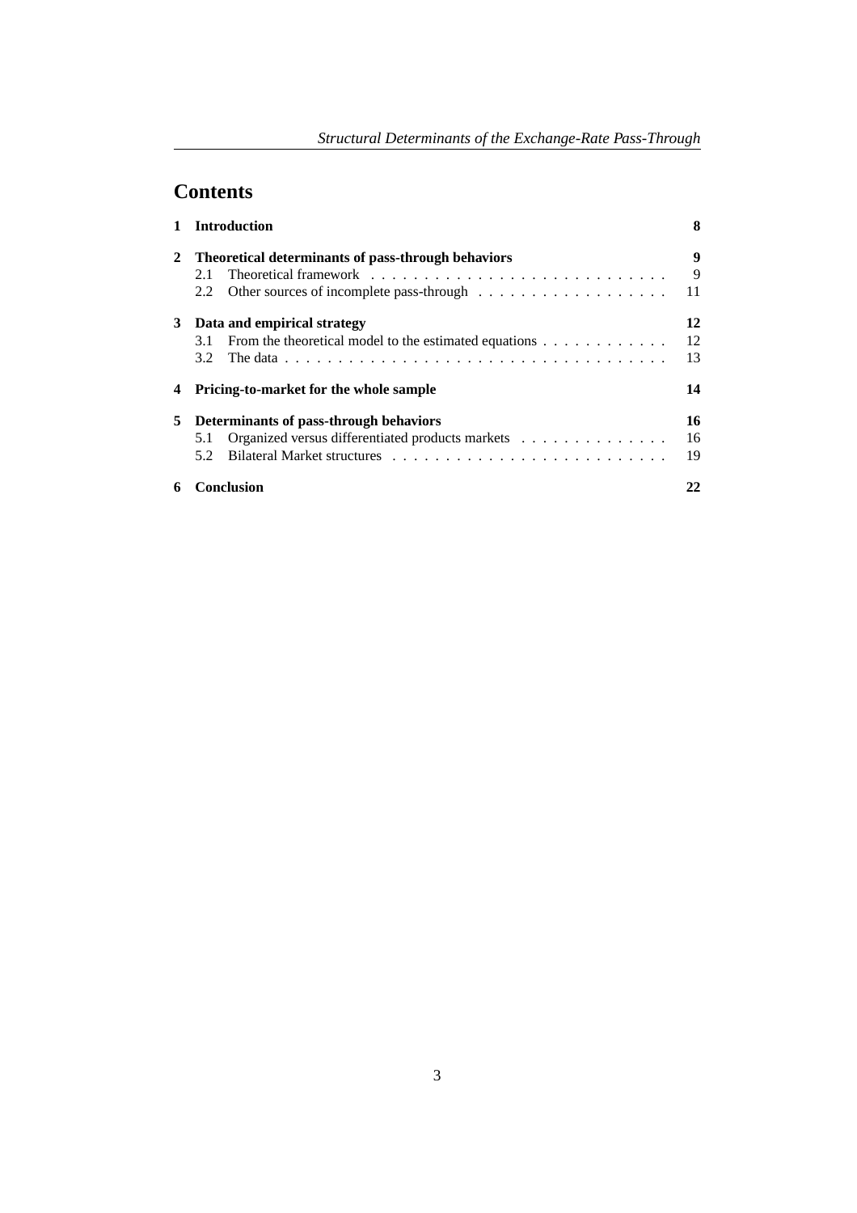# Contents

| | | |
|---|---|---|
| **1** | **Introduction** | **8** |
| **2** | **Theoretical determinants of pass-through behaviors** | **9** |
| 2.1 | Theoretical framework | 9 |
| 2.2 | Other sources of incomplete pass-through | 11 |
| **3** | **Data and empirical strategy** | **12** |
| 3.1 | From the theoretical model to the estimated equations | 12 |
| 3.2 | The data | 13 |
| **4** | **Pricing-to-market for the whole sample** | **14** |
| **5** | **Determinants of pass-through behaviors** | **16** |
| 5.1 | Organized versus differentiated products markets | 16 |
| 5.2 | Bilateral Market structures | 19 |
| **6** | **Conclusion** | **22** |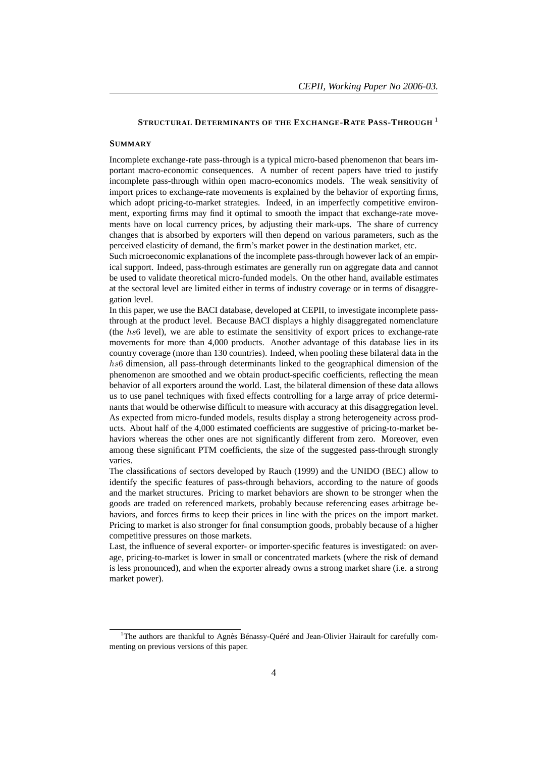## STRUCTURAL DETERMINANTS OF THE EXCHANGE-RATE PASS-THROUGH [1]

### SUMMARY

Incomplete exchange-rate pass-through is a typical micro-based phenomenon that bears important macro-economic consequences. A number of recent papers have tried to justify incomplete pass-through within open macro-economics models. The weak sensitivity of import prices to exchange-rate movements is explained by the behavior of exporting firms, which adopt pricing-to-market strategies. Indeed, in an imperfectly competitive environment, exporting firms may find it optimal to smooth the impact that exchange-rate movements have on local currency prices, by adjusting their mark-ups. The share of currency changes that is absorbed by exporters will then depend on various parameters, such as the perceived elasticity of demand, the firm's market power in the destination market, etc.

Such microeconomic explanations of the incomplete pass-through however lack of an empirical support. Indeed, pass-through estimates are generally run on aggregate data and cannot be used to validate theoretical micro-funded models. On the other hand, available estimates at the sectoral level are limited either in terms of industry coverage or in terms of disaggregation level.

In this paper, we use the BACI database, developed at CEPII, to investigate incomplete pass-through at the product level. Because BACI displays a highly disaggregated nomenclature (the $hs6$ level), we are able to estimate the sensitivity of export prices to exchange-rate movements for more than 4,000 products. Another advantage of this database lies in its country coverage (more than 130 countries). Indeed, when pooling these bilateral data in the $hs6$ dimension, all pass-through determinants linked to the geographical dimension of the phenomenon are smoothed and we obtain product-specific coefficients, reflecting the mean behavior of all exporters around the world. Last, the bilateral dimension of these data allows us to use panel techniques with fixed effects controlling for a large array of price determinants that would be otherwise difficult to measure with accuracy at this disaggregation level.

As expected from micro-funded models, results display a strong heterogeneity across products. About half of the 4,000 estimated coefficients are suggestive of pricing-to-market behaviors whereas the other ones are not significantly different from zero. Moreover, even among these significant PTM coefficients, the size of the suggested pass-through strongly varies.

The classifications of sectors developed by Rauch (1999) and the UNIDO (BEC) allow to identify the specific features of pass-through behaviors, according to the nature of goods and the market structures. Pricing to market behaviors are shown to be stronger when the goods are traded on referenced markets, probably because referencing eases arbitrage behaviors, and forces firms to keep their prices in line with the prices on the import market. Pricing to market is also stronger for final consumption goods, probably because of a higher competitive pressures on those markets.

Last, the influence of several exporter- or importer-specific features is investigated: on average, pricing-to-market is lower in small or concentrated markets (where the risk of demand is less pronounced), and when the exporter already owns a strong market share (i.e. a strong market power).

[1] The authors are thankful to Agnès Bénassy-Quéré and Jean-Olivier Hairault for carefully commenting on previous versions of this paper.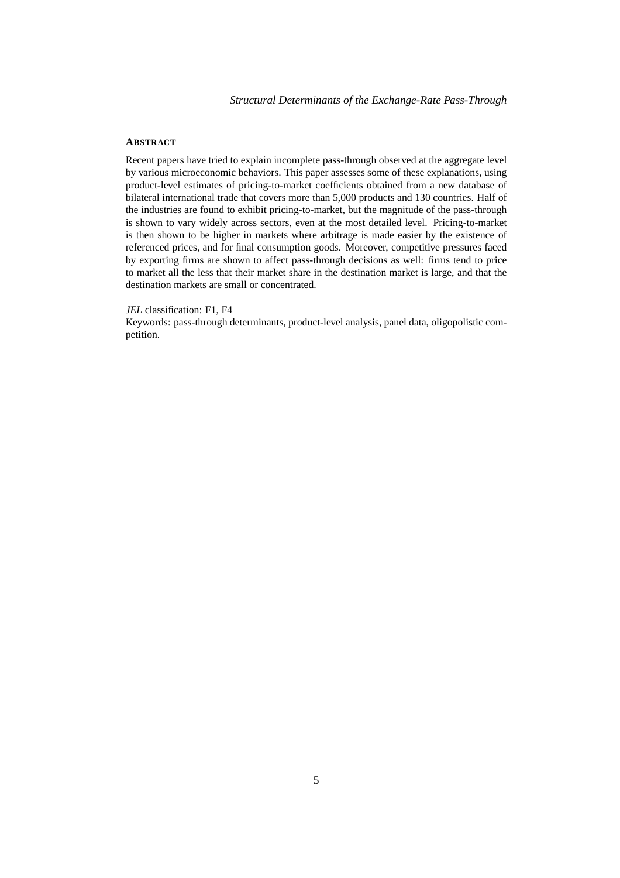## ABSTRACT

Recent papers have tried to explain incomplete pass-through observed at the aggregate level by various microeconomic behaviors. This paper assesses some of these explanations, using product-level estimates of pricing-to-market coefficients obtained from a new database of bilateral international trade that covers more than 5,000 products and 130 countries. Half of the industries are found to exhibit pricing-to-market, but the magnitude of the pass-through is shown to vary widely across sectors, even at the most detailed level. Pricing-to-market is then shown to be higher in markets where arbitrage is made easier by the existence of referenced prices, and for final consumption goods. Moreover, competitive pressures faced by exporting firms are shown to affect pass-through decisions as well: firms tend to price to market all the less that their market share in the destination market is large, and that the destination markets are small or concentrated.

*JEL* classification: F1, F4

Keywords: pass-through determinants, product-level analysis, panel data, oligopolistic competition.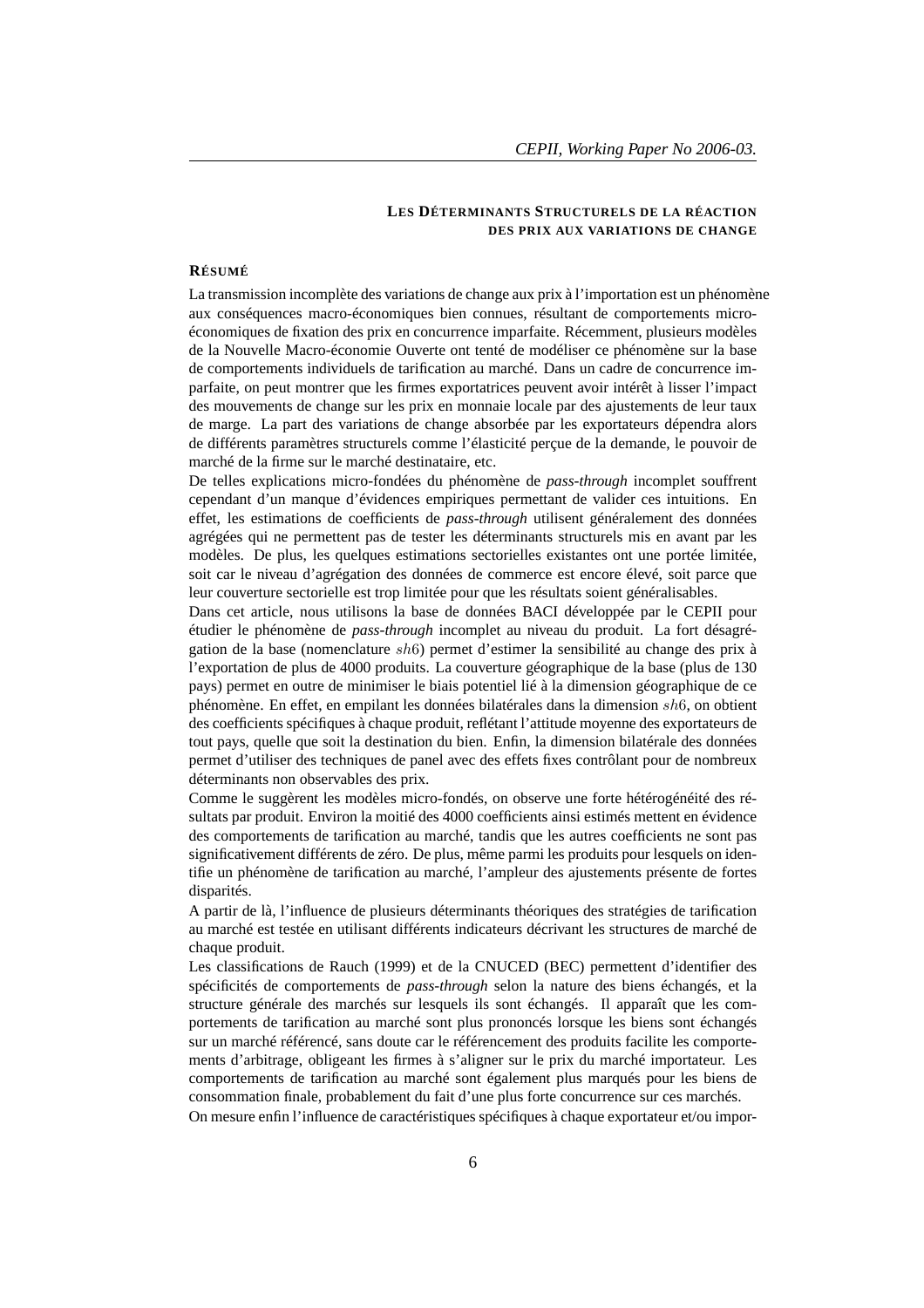## Les Déterminants Structurels de la réaction des prix aux variations de change

### Résumé

La transmission incomplète des variations de change aux prix à l'importation est un phénomène aux conséquences macro-économiques bien connues, résultant de comportements micro-économiques de fixation des prix en concurrence imparfaite. Récemment, plusieurs modèles de la Nouvelle Macro-économie Ouverte ont tenté de modéliser ce phénomène sur la base de comportements individuels de tarification au marché. Dans un cadre de concurrence imparfaite, on peut montrer que les firmes exportatrices peuvent avoir intérêt à lisser l'impact des mouvements de change sur les prix en monnaie locale par des ajustements de leur taux de marge. La part des variations de change absorbée par les exportateurs dépendra alors de différents paramètres structurels comme l'élasticité perçue de la demande, le pouvoir de marché de la firme sur le marché destinataire, etc.

De telles explications micro-fondées du phénomène de *pass-through* incomplet souffrent cependant d'un manque d'évidences empiriques permettant de valider ces intuitions. En effet, les estimations de coefficients de *pass-through* utilisent généralement des données agrégées qui ne permettent pas de tester les déterminants structurels mis en avant par les modèles. De plus, les quelques estimations sectorielles existantes ont une portée limitée, soit car le niveau d'agrégation des données de commerce est encore élevé, soit parce que leur couverture sectorielle est trop limitée pour que les résultats soient généralisables.

Dans cet article, nous utilisons la base de données BACI développée par le CEPII pour étudier le phénomène de *pass-through* incomplet au niveau du produit. La fort désagrégation de la base (nomenclature $sh6$) permet d'estimer la sensibilité au change des prix à l'exportation de plus de 4000 produits. La couverture géographique de la base (plus de 130 pays) permet en outre de minimiser le biais potentiel lié à la dimension géographique de ce phénomène. En effet, en empilant les données bilatérales dans la dimension $sh6$, on obtient des coefficients spécifiques à chaque produit, reflétant l'attitude moyenne des exportateurs de tout pays, quelle que soit la destination du bien. Enfin, la dimension bilatérale des données permet d'utiliser des techniques de panel avec des effets fixes contrôlant pour de nombreux déterminants non observables des prix.

Comme le suggèrent les modèles micro-fondés, on observe une forte hétérogénéité des résultats par produit. Environ la moitié des 4000 coefficients ainsi estimés mettent en évidence des comportements de tarification au marché, tandis que les autres coefficients ne sont pas significativement différents de zéro. De plus, même parmi les produits pour lesquels on identifie un phénomène de tarification au marché, l'ampleur des ajustements présente de fortes disparités.

A partir de là, l'influence de plusieurs déterminants théoriques des stratégies de tarification au marché est testée en utilisant différents indicateurs décrivant les structures de marché de chaque produit.

Les classifications de Rauch (1999) et de la CNUCED (BEC) permettent d'identifier des spécificités de comportements de *pass-through* selon la nature des biens échangés, et la structure générale des marchés sur lesquels ils sont échangés. Il apparaît que les comportements de tarification au marché sont plus prononcés lorsque les biens sont échangés sur un marché référencé, sans doute car le référencement des produits facilite les comportements d'arbitrage, obligeant les firmes à s'aligner sur le prix du marché importateur. Les comportements de tarification au marché sont également plus marqués pour les biens de consommation finale, probablement du fait d'une plus forte concurrence sur ces marchés.

On mesure enfin l'influence de caractéristiques spécifiques à chaque exportateur et/ou impor-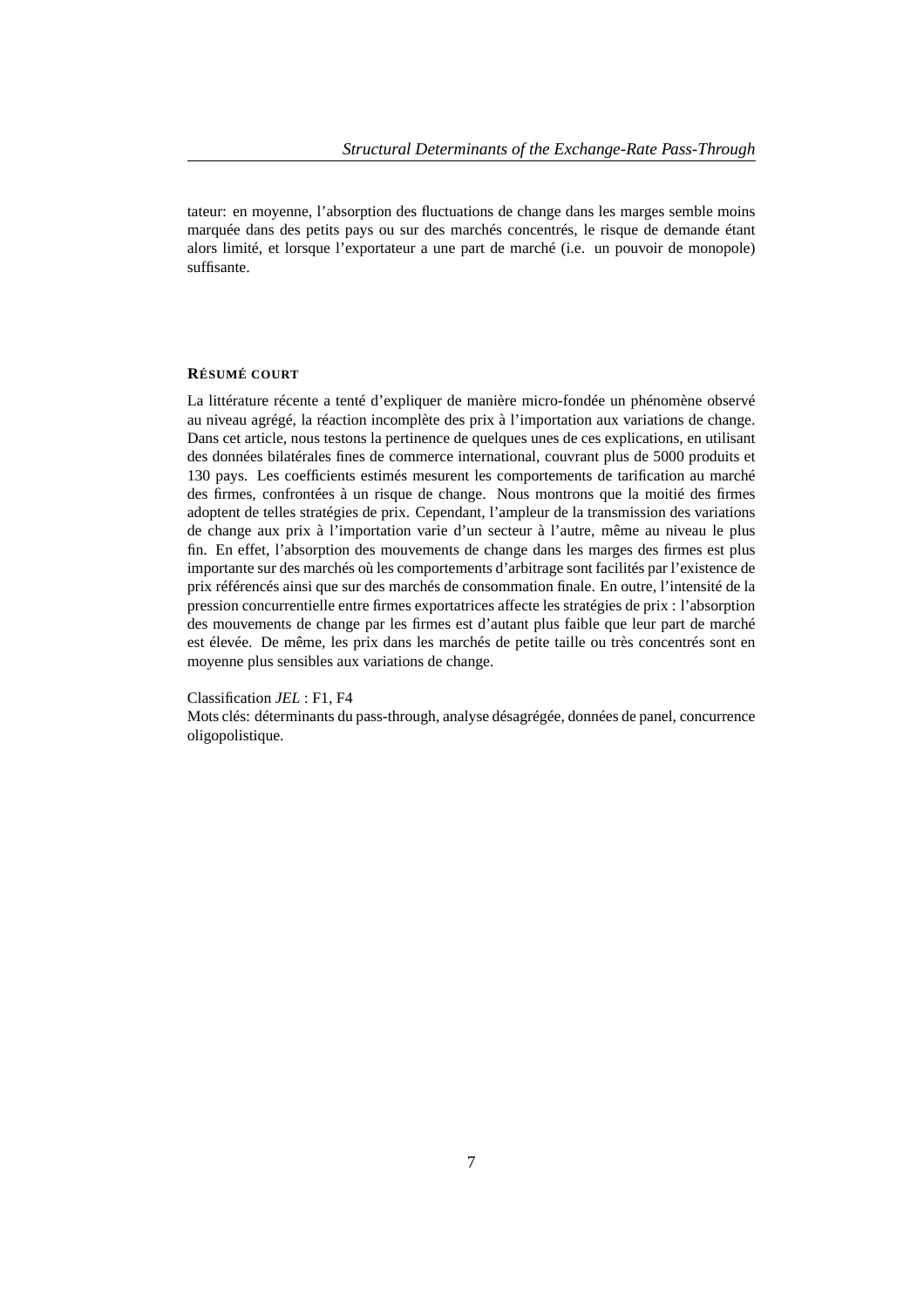tateur: en moyenne, l'absorption des fluctuations de change dans les marges semble moins marquée dans des petits pays ou sur des marchés concentrés, le risque de demande étant alors limité, et lorsque l'exportateur a une part de marché (i.e. un pouvoir de monopole) suffisante.

## RÉSUMÉ COURT

La littérature récente a tenté d'expliquer de manière micro-fondée un phénomène observé au niveau agrégé, la réaction incomplète des prix à l'importation aux variations de change. Dans cet article, nous testons la pertinence de quelques unes de ces explications, en utilisant des données bilatérales fines de commerce international, couvrant plus de 5000 produits et 130 pays. Les coefficients estimés mesurent les comportements de tarification au marché des firmes, confrontées à un risque de change. Nous montrons que la moitié des firmes adoptent de telles stratégies de prix. Cependant, l'ampleur de la transmission des variations de change aux prix à l'importation varie d'un secteur à l'autre, même au niveau le plus fin. En effet, l'absorption des mouvements de change dans les marges des firmes est plus importante sur des marchés où les comportements d'arbitrage sont facilités par l'existence de prix référencés ainsi que sur des marchés de consommation finale. En outre, l'intensité de la pression concurrentielle entre firmes exportatrices affecte les stratégies de prix : l'absorption des mouvements de change par les firmes est d'autant plus faible que leur part de marché est élevée. De même, les prix dans les marchés de petite taille ou très concentrés sont en moyenne plus sensibles aux variations de change.

Classification *JEL* : F1, F4
Mots clés: déterminants du pass-through, analyse désagrégée, données de panel, concurrence oligopolistique.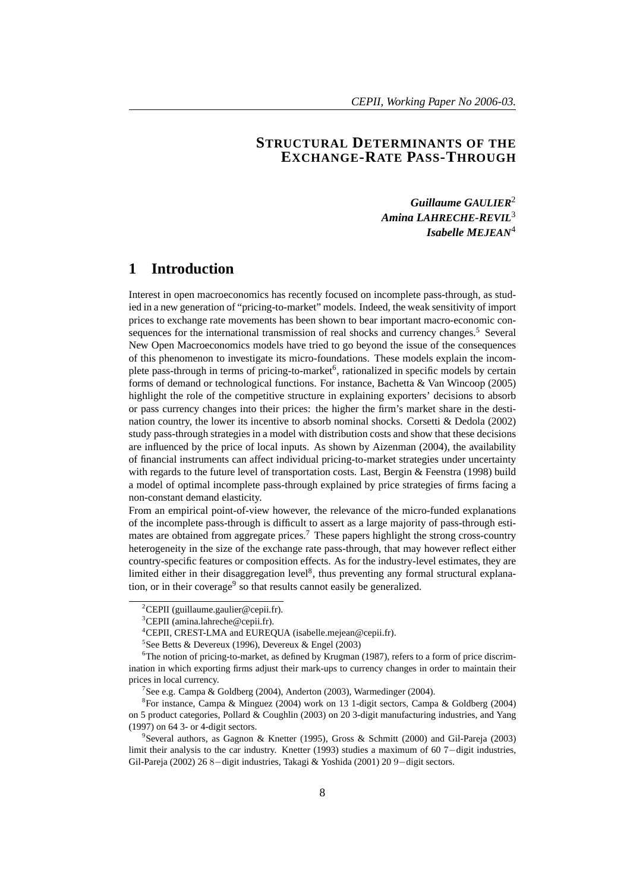# STRUCTURAL DETERMINANTS OF THE EXCHANGE-RATE PASS-THROUGH

***Guillaume GAULIER***[2]
***Amina LAHRECHE-REVIL***[3]
***Isabelle MEJEAN***[4]

## 1 Introduction

Interest in open macroeconomics has recently focused on incomplete pass-through, as studied in a new generation of "pricing-to-market" models. Indeed, the weak sensitivity of import prices to exchange rate movements has been shown to bear important macro-economic consequences for the international transmission of real shocks and currency changes.[5] Several New Open Macroeconomics models have tried to go beyond the issue of the consequences of this phenomenon to investigate its micro-foundations. These models explain the incomplete pass-through in terms of pricing-to-market[6], rationalized in specific models by certain forms of demand or technological functions. For instance, Bachetta & Van Wincoop (2005) highlight the role of the competitive structure in explaining exporters' decisions to absorb or pass currency changes into their prices: the higher the firm's market share in the destination country, the lower its incentive to absorb nominal shocks. Corsetti & Dedola (2002) study pass-through strategies in a model with distribution costs and show that these decisions are influenced by the price of local inputs. As shown by Aizenman (2004), the availability of financial instruments can affect individual pricing-to-market strategies under uncertainty with regards to the future level of transportation costs. Last, Bergin & Feenstra (1998) build a model of optimal incomplete pass-through explained by price strategies of firms facing a non-constant demand elasticity.

From an empirical point-of-view however, the relevance of the micro-funded explanations of the incomplete pass-through is difficult to assert as a large majority of pass-through estimates are obtained from aggregate prices.[7] These papers highlight the strong cross-country heterogeneity in the size of the exchange rate pass-through, that may however reflect either country-specific features or composition effects. As for the industry-level estimates, they are limited either in their disaggregation level[8], thus preventing any formal structural explanation, or in their coverage[9] so that results cannot easily be generalized.

---

[2] CEPII (guillaume.gaulier@cepii.fr).

[3] CEPII (amina.lahreche@cepii.fr).

[4] CEPII, CREST-LMA and EUREQUA (isabelle.mejean@cepii.fr).

[5] See Betts & Devereux (1996), Devereux & Engel (2003)

[6] The notion of pricing-to-market, as defined by Krugman (1987), refers to a form of price discrimination in which exporting firms adjust their mark-ups to currency changes in order to maintain their prices in local currency.

[7] See e.g. Campa & Goldberg (2004), Anderton (2003), Warmedinger (2004).

[8] For instance, Campa & Minguez (2004) work on 13 1-digit sectors, Campa & Goldberg (2004) on 5 product categories, Pollard & Coughlin (2003) on 20 3-digit manufacturing industries, and Yang (1997) on 64 3- or 4-digit sectors.

[9] Several authors, as Gagnon & Knetter (1995), Gross & Schmitt (2000) and Gil-Pareja (2003) limit their analysis to the car industry. Knetter (1993) studies a maximum of 60 $7-$digit industries, Gil-Pareja (2002) 26 $8-$digit industries, Takagi & Yoshida (2001) 20 $9-$digit sectors.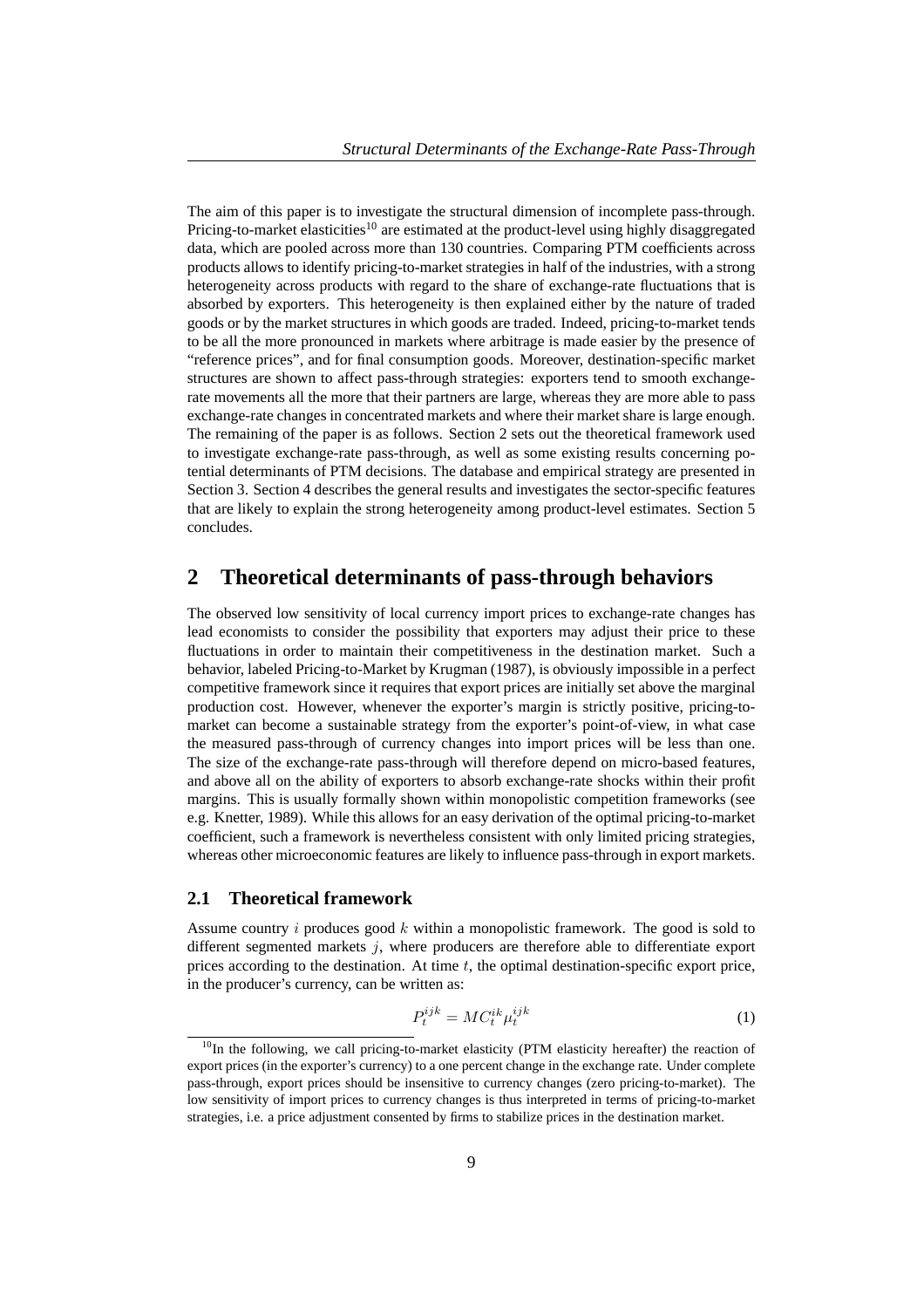The aim of this paper is to investigate the structural dimension of incomplete pass-through. Pricing-to-market elasticities[10] are estimated at the product-level using highly disaggregated data, which are pooled across more than 130 countries. Comparing PTM coefficients across products allows to identify pricing-to-market strategies in half of the industries, with a strong heterogeneity across products with regard to the share of exchange-rate fluctuations that is absorbed by exporters. This heterogeneity is then explained either by the nature of traded goods or by the market structures in which goods are traded. Indeed, pricing-to-market tends to be all the more pronounced in markets where arbitrage is made easier by the presence of "reference prices", and for final consumption goods. Moreover, destination-specific market structures are shown to affect pass-through strategies: exporters tend to smooth exchange-rate movements all the more that their partners are large, whereas they are more able to pass exchange-rate changes in concentrated markets and where their market share is large enough. The remaining of the paper is as follows. Section 2 sets out the theoretical framework used to investigate exchange-rate pass-through, as well as some existing results concerning potential determinants of PTM decisions. The database and empirical strategy are presented in Section 3. Section 4 describes the general results and investigates the sector-specific features that are likely to explain the strong heterogeneity among product-level estimates. Section 5 concludes.

# 2 Theoretical determinants of pass-through behaviors

The observed low sensitivity of local currency import prices to exchange-rate changes has lead economists to consider the possibility that exporters may adjust their price to these fluctuations in order to maintain their competitiveness in the destination market. Such a behavior, labeled Pricing-to-Market by Krugman (1987), is obviously impossible in a perfect competitive framework since it requires that export prices are initially set above the marginal production cost. However, whenever the exporter's margin is strictly positive, pricing-to-market can become a sustainable strategy from the exporter's point-of-view, in what case the measured pass-through of currency changes into import prices will be less than one. The size of the exchange-rate pass-through will therefore depend on micro-based features, and above all on the ability of exporters to absorb exchange-rate shocks within their profit margins. This is usually formally shown within monopolistic competition frameworks (see e.g. Knetter, 1989). While this allows for an easy derivation of the optimal pricing-to-market coefficient, such a framework is nevertheless consistent with only limited pricing strategies, whereas other microeconomic features are likely to influence pass-through in export markets.

## 2.1 Theoretical framework

Assume country $i$ produces good $k$ within a monopolistic framework. The good is sold to different segmented markets $j$, where producers are therefore able to differentiate export prices according to the destination. At time $t$, the optimal destination-specific export price, in the producer's currency, can be written as:

$$P_t^{ijk} = MC_t^{ik} \mu_t^{ijk} \tag{1}$$

[10] In the following, we call pricing-to-market elasticity (PTM elasticity hereafter) the reaction of export prices (in the exporter's currency) to a one percent change in the exchange rate. Under complete pass-through, export prices should be insensitive to currency changes (zero pricing-to-market). The low sensitivity of import prices to currency changes is thus interpreted in terms of pricing-to-market strategies, i.e. a price adjustment consented by firms to stabilize prices in the destination market.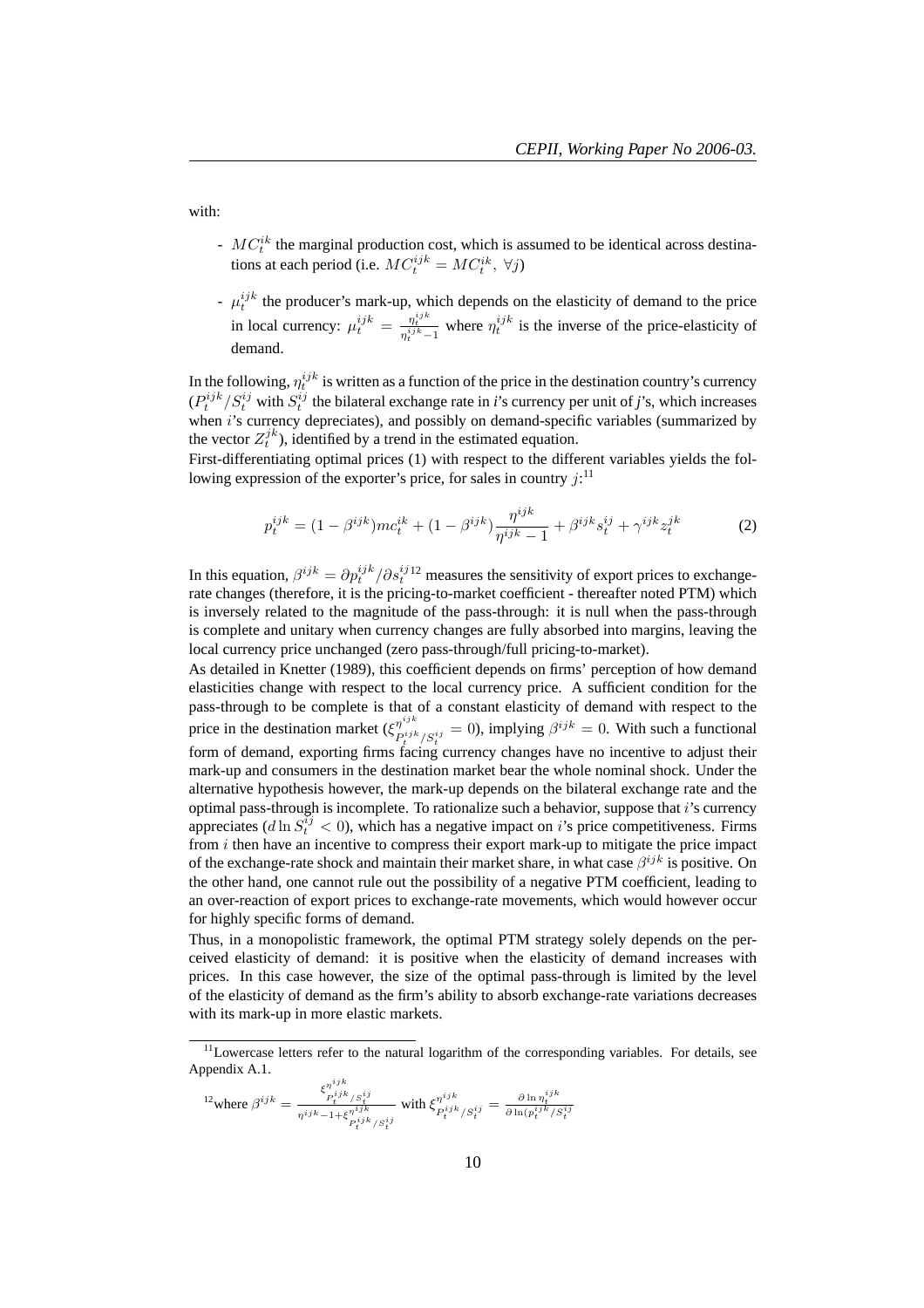with:

- $MC_t^{ik}$ the marginal production cost, which is assumed to be identical across destinations at each period (i.e. $MC_t^{ijk} = MC_t^{ik},\ \forall j$)

- $\mu_t^{ijk}$ the producer's mark-up, which depends on the elasticity of demand to the price in local currency: $\mu_t^{ijk} = \frac{\eta_t^{ijk}}{\eta_t^{ijk}-1}$ where $\eta_t^{ijk}$ is the inverse of the price-elasticity of demand.

In the following, $\eta_t^{ijk}$ is written as a function of the price in the destination country's currency ($P_t^{ijk}/S_t^{ij}$ with $S_t^{ij}$ the bilateral exchange rate in *i*'s currency per unit of *j*'s, which increases when $i$'s currency depreciates), and possibly on demand-specific variables (summarized by the vector $Z_t^{jk}$), identified by a trend in the estimated equation.

First-differentiating optimal prices (1) with respect to the different variables yields the following expression of the exporter's price, for sales in country $j$:[11]

$$p_t^{ijk} = (1-\beta^{ijk})mc_t^{ik} + (1-\beta^{ijk})\frac{\eta^{ijk}}{\eta^{ijk}-1} + \beta^{ijk}s_t^{ij} + \gamma^{ijk}z_t^{jk} \tag{2}$$

In this equation, $\beta^{ijk} = \partial p_t^{ijk}/\partial s_t^{ij}$[12] measures the sensitivity of export prices to exchange-rate changes (therefore, it is the pricing-to-market coefficient - thereafter noted PTM) which is inversely related to the magnitude of the pass-through: it is null when the pass-through is complete and unitary when currency changes are fully absorbed into margins, leaving the local currency price unchanged (zero pass-through/full pricing-to-market).

As detailed in Knetter (1989), this coefficient depends on firms' perception of how demand elasticities change with respect to the local currency price. A sufficient condition for the pass-through to be complete is that of a constant elasticity of demand with respect to the price in the destination market ($\xi^{\eta^{ijk}}_{P_t^{ijk}/S_t^{ij}} = 0$), implying $\beta^{ijk} = 0$. With such a functional form of demand, exporting firms facing currency changes have no incentive to adjust their mark-up and consumers in the destination market bear the whole nominal shock. Under the alternative hypothesis however, the mark-up depends on the bilateral exchange rate and the optimal pass-through is incomplete. To rationalize such a behavior, suppose that $i$'s currency appreciates ($d\ln S_t^{ij} < 0$), which has a negative impact on $i$'s price competitiveness. Firms from $i$ then have an incentive to compress their export mark-up to mitigate the price impact of the exchange-rate shock and maintain their market share, in what case $\beta^{ijk}$ is positive. On the other hand, one cannot rule out the possibility of a negative PTM coefficient, leading to an over-reaction of export prices to exchange-rate movements, which would however occur for highly specific forms of demand.

Thus, in a monopolistic framework, the optimal PTM strategy solely depends on the perceived elasticity of demand: it is positive when the elasticity of demand increases with prices. In this case however, the size of the optimal pass-through is limited by the level of the elasticity of demand as the firm's ability to absorb exchange-rate variations decreases with its mark-up in more elastic markets.

[11] Lowercase letters refer to the natural logarithm of the corresponding variables. For details, see Appendix A.1.

[12] where $\beta^{ijk} = \frac{\xi^{\eta^{ijk}}_{P_t^{ijk}/S_t^{ij}}}{\eta^{ijk}-1+\xi^{\eta^{ijk}}_{P_t^{ijk}/S_t^{ij}}}$ with $\xi^{\eta^{ijk}}_{P_t^{ijk}/S_t^{ij}} = \frac{\partial \ln \eta_t^{ijk}}{\partial \ln(p_t^{ijk}/S_t^{ij}}$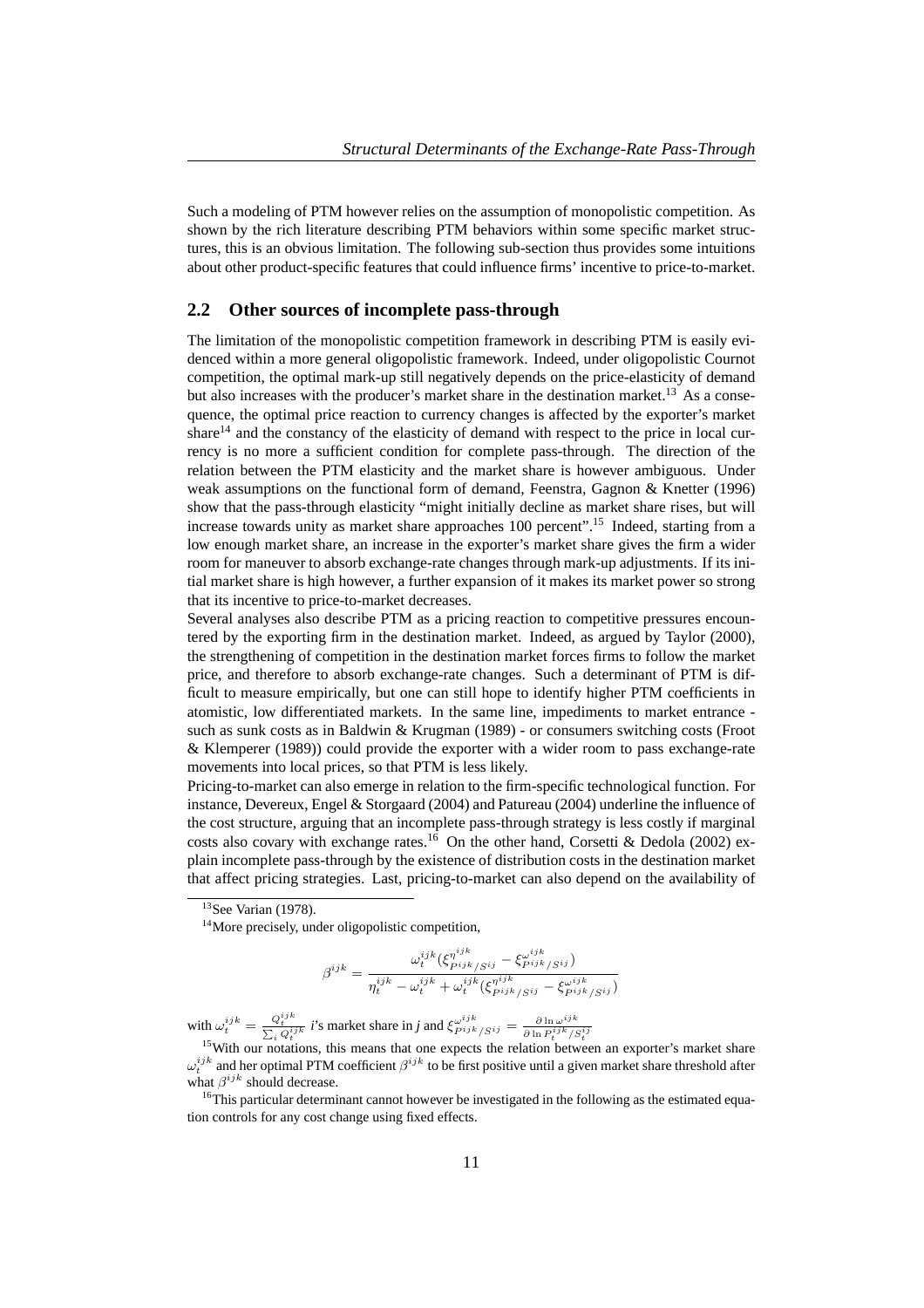Such a modeling of PTM however relies on the assumption of monopolistic competition. As shown by the rich literature describing PTM behaviors within some specific market structures, this is an obvious limitation. The following sub-section thus provides some intuitions about other product-specific features that could influence firms' incentive to price-to-market.

## 2.2 Other sources of incomplete pass-through

The limitation of the monopolistic competition framework in describing PTM is easily evidenced within a more general oligopolistic framework. Indeed, under oligopolistic Cournot competition, the optimal mark-up still negatively depends on the price-elasticity of demand but also increases with the producer's market share in the destination market.[13] As a consequence, the optimal price reaction to currency changes is affected by the exporter's market share[14] and the constancy of the elasticity of demand with respect to the price in local currency is no more a sufficient condition for complete pass-through. The direction of the relation between the PTM elasticity and the market share is however ambiguous. Under weak assumptions on the functional form of demand, Feenstra, Gagnon & Knetter (1996) show that the pass-through elasticity "might initially decline as market share rises, but will increase towards unity as market share approaches 100 percent".[15] Indeed, starting from a low enough market share, an increase in the exporter's market share gives the firm a wider room for maneuver to absorb exchange-rate changes through mark-up adjustments. If its initial market share is high however, a further expansion of it makes its market power so strong that its incentive to price-to-market decreases.

Several analyses also describe PTM as a pricing reaction to competitive pressures encountered by the exporting firm in the destination market. Indeed, as argued by Taylor (2000), the strengthening of competition in the destination market forces firms to follow the market price, and therefore to absorb exchange-rate changes. Such a determinant of PTM is difficult to measure empirically, but one can still hope to identify higher PTM coefficients in atomistic, low differentiated markets. In the same line, impediments to market entrance - such as sunk costs as in Baldwin & Krugman (1989) - or consumers switching costs (Froot & Klemperer (1989)) could provide the exporter with a wider room to pass exchange-rate movements into local prices, so that PTM is less likely.

Pricing-to-market can also emerge in relation to the firm-specific technological function. For instance, Devereux, Engel & Storgaard (2004) and Patureau (2004) underline the influence of the cost structure, arguing that an incomplete pass-through strategy is less costly if marginal costs also covary with exchange rates.[16] On the other hand, Corsetti & Dedola (2002) explain incomplete pass-through by the existence of distribution costs in the destination market that affect pricing strategies. Last, pricing-to-market can also depend on the availability of

---

[13] See Varian (1978).

[14] More precisely, under oligopolistic competition,

$$\beta^{ijk} = \frac{\omega_t^{ijk}(\xi^{\eta^{ijk}}_{P^{ijk}/S^{ij}} - \xi^{\omega^{ijk}}_{P^{ijk}/S^{ij}})}{\eta_t^{ijk} - \omega_t^{ijk} + \omega_t^{ijk}(\xi^{\eta^{ijk}}_{P^{ijk}/S^{ij}} - \xi^{\omega^{ijk}}_{P^{ijk}/S^{ij}})}$$

with $\omega_t^{ijk} = \frac{Q_t^{ijk}}{\sum_i Q_t^{ijk}}$ *i*'s market share in *j* and $\xi^{\omega^{ijk}}_{P^{ijk}/S^{ij}} = \frac{\partial \ln \omega^{ijk}}{\partial \ln P_t^{ijk}/S_t^{ij}}$

[15] With our notations, this means that one expects the relation between an exporter's market share $\omega_t^{ijk}$ and her optimal PTM coefficient $\beta^{ijk}$ to be first positive until a given market share threshold after what $\beta^{ijk}$ should decrease.

[16] This particular determinant cannot however be investigated in the following as the estimated equation controls for any cost change using fixed effects.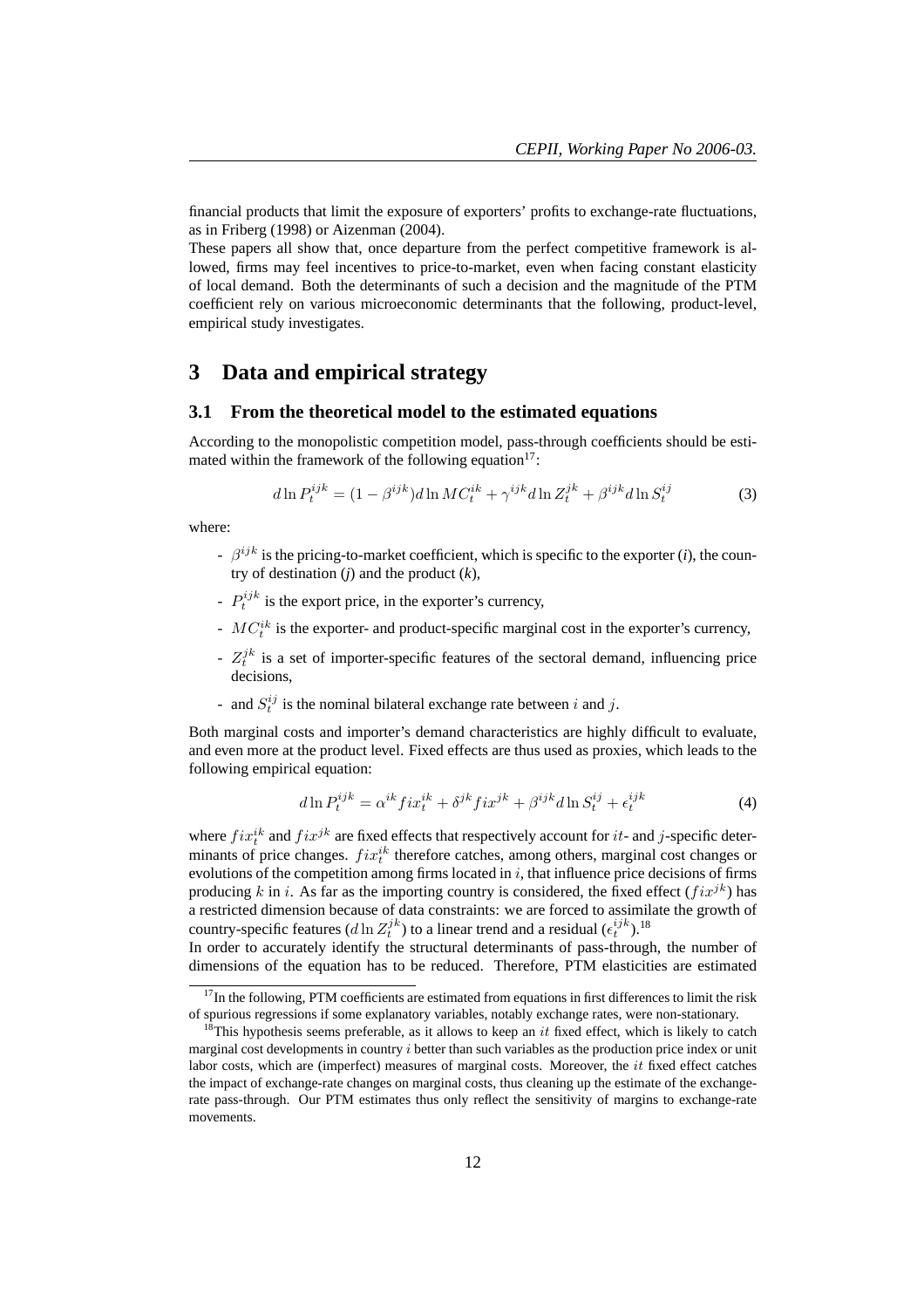financial products that limit the exposure of exporters' profits to exchange-rate fluctuations, as in Friberg (1998) or Aizenman (2004).

These papers all show that, once departure from the perfect competitive framework is allowed, firms may feel incentives to price-to-market, even when facing constant elasticity of local demand. Both the determinants of such a decision and the magnitude of the PTM coefficient rely on various microeconomic determinants that the following, product-level, empirical study investigates.

# 3 Data and empirical strategy

## 3.1 From the theoretical model to the estimated equations

According to the monopolistic competition model, pass-through coefficients should be estimated within the framework of the following equation[17]:

$$d \ln P_t^{ijk} = (1 - \beta^{ijk}) d \ln MC_t^{ik} + \gamma^{ijk} d \ln Z_t^{jk} + \beta^{ijk} d \ln S_t^{ij} \tag{3}$$

where:

- $\beta^{ijk}$ is the pricing-to-market coefficient, which is specific to the exporter (*i*), the country of destination (*j*) and the product (*k*),
- $P_t^{ijk}$ is the export price, in the exporter's currency,
- $MC_t^{ik}$ is the exporter- and product-specific marginal cost in the exporter's currency,
- $Z_t^{jk}$ is a set of importer-specific features of the sectoral demand, influencing price decisions,
- and $S_t^{ij}$ is the nominal bilateral exchange rate between $i$ and $j$.

Both marginal costs and importer's demand characteristics are highly difficult to evaluate, and even more at the product level. Fixed effects are thus used as proxies, which leads to the following empirical equation:

$$d \ln P_t^{ijk} = \alpha^{ik} fix_t^{ik} + \delta^{jk} fix^{jk} + \beta^{ijk} d \ln S_t^{ij} + \epsilon_t^{ijk} \tag{4}$$

where $fix_t^{ik}$ and $fix^{jk}$ are fixed effects that respectively account for $it$- and $j$-specific determinants of price changes. $fix_t^{ik}$ therefore catches, among others, marginal cost changes or evolutions of the competition among firms located in $i$, that influence price decisions of firms producing $k$ in $i$. As far as the importing country is considered, the fixed effect ($fix^{jk}$) has a restricted dimension because of data constraints: we are forced to assimilate the growth of country-specific features ($d \ln Z_t^{jk}$) to a linear trend and a residual ($\epsilon_t^{ijk}$).[18]

In order to accurately identify the structural determinants of pass-through, the number of dimensions of the equation has to be reduced. Therefore, PTM elasticities are estimated

[17] In the following, PTM coefficients are estimated from equations in first differences to limit the risk of spurious regressions if some explanatory variables, notably exchange rates, were non-stationary.

[18] This hypothesis seems preferable, as it allows to keep an $it$ fixed effect, which is likely to catch marginal cost developments in country $i$ better than such variables as the production price index or unit labor costs, which are (imperfect) measures of marginal costs. Moreover, the $it$ fixed effect catches the impact of exchange-rate changes on marginal costs, thus cleaning up the estimate of the exchange-rate pass-through. Our PTM estimates thus only reflect the sensitivity of margins to exchange-rate movements.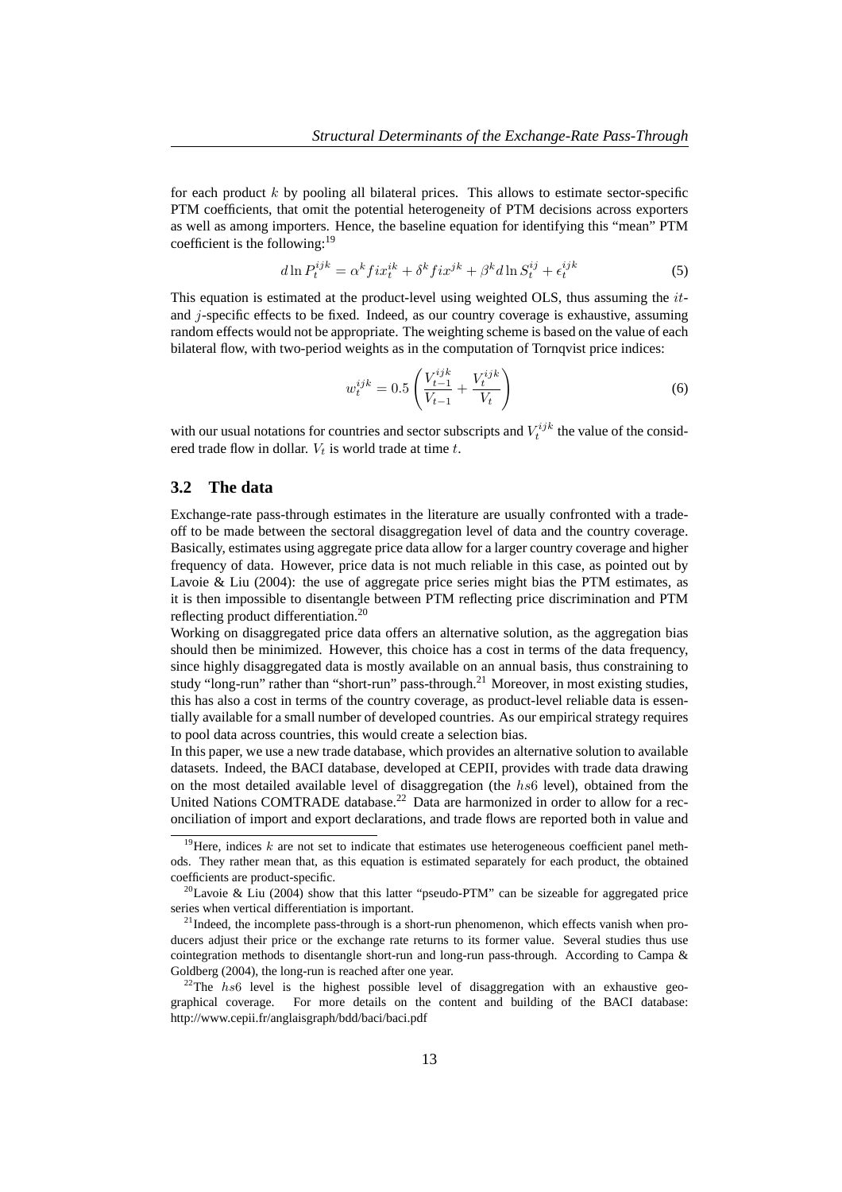for each product $k$ by pooling all bilateral prices. This allows to estimate sector-specific PTM coefficients, that omit the potential heterogeneity of PTM decisions across exporters as well as among importers. Hence, the baseline equation for identifying this "mean" PTM coefficient is the following:[19]

$$d\ln P_t^{ijk} = \alpha^k fix_t^{ik} + \delta^k fix^{jk} + \beta^k d\ln S_t^{ij} + \epsilon_t^{ijk} \tag{5}$$

This equation is estimated at the product-level using weighted OLS, thus assuming the $it$- and $j$-specific effects to be fixed. Indeed, as our country coverage is exhaustive, assuming random effects would not be appropriate. The weighting scheme is based on the value of each bilateral flow, with two-period weights as in the computation of Tornqvist price indices:

$$w_t^{ijk} = 0.5\left(\frac{V_{t-1}^{ijk}}{V_{t-1}} + \frac{V_t^{ijk}}{V_t}\right) \tag{6}$$

with our usual notations for countries and sector subscripts and $V_t^{ijk}$ the value of the considered trade flow in dollar. $V_t$ is world trade at time $t$.

## 3.2 The data

Exchange-rate pass-through estimates in the literature are usually confronted with a trade-off to be made between the sectoral disaggregation level of data and the country coverage. Basically, estimates using aggregate price data allow for a larger country coverage and higher frequency of data. However, price data is not much reliable in this case, as pointed out by Lavoie & Liu (2004): the use of aggregate price series might bias the PTM estimates, as it is then impossible to disentangle between PTM reflecting price discrimination and PTM reflecting product differentiation.[20]

Working on disaggregated price data offers an alternative solution, as the aggregation bias should then be minimized. However, this choice has a cost in terms of the data frequency, since highly disaggregated data is mostly available on an annual basis, thus constraining to study "long-run" rather than "short-run" pass-through.[21] Moreover, in most existing studies, this has also a cost in terms of the country coverage, as product-level reliable data is essentially available for a small number of developed countries. As our empirical strategy requires to pool data across countries, this would create a selection bias.

In this paper, we use a new trade database, which provides an alternative solution to available datasets. Indeed, the BACI database, developed at CEPII, provides with trade data drawing on the most detailed available level of disaggregation (the $hs6$ level), obtained from the United Nations COMTRADE database.[22] Data are harmonized in order to allow for a reconciliation of import and export declarations, and trade flows are reported both in value and

---

[19] Here, indices $k$ are not set to indicate that estimates use heterogeneous coefficient panel methods. They rather mean that, as this equation is estimated separately for each product, the obtained coefficients are product-specific.

[20] Lavoie & Liu (2004) show that this latter "pseudo-PTM" can be sizeable for aggregated price series when vertical differentiation is important.

[21] Indeed, the incomplete pass-through is a short-run phenomenon, which effects vanish when producers adjust their price or the exchange rate returns to its former value. Several studies thus use cointegration methods to disentangle short-run and long-run pass-through. According to Campa & Goldberg (2004), the long-run is reached after one year.

[22] The $hs6$ level is the highest possible level of disaggregation with an exhaustive geographical coverage. For more details on the content and building of the BACI database: http://www.cepii.fr/anglaisgraph/bdd/baci/baci.pdf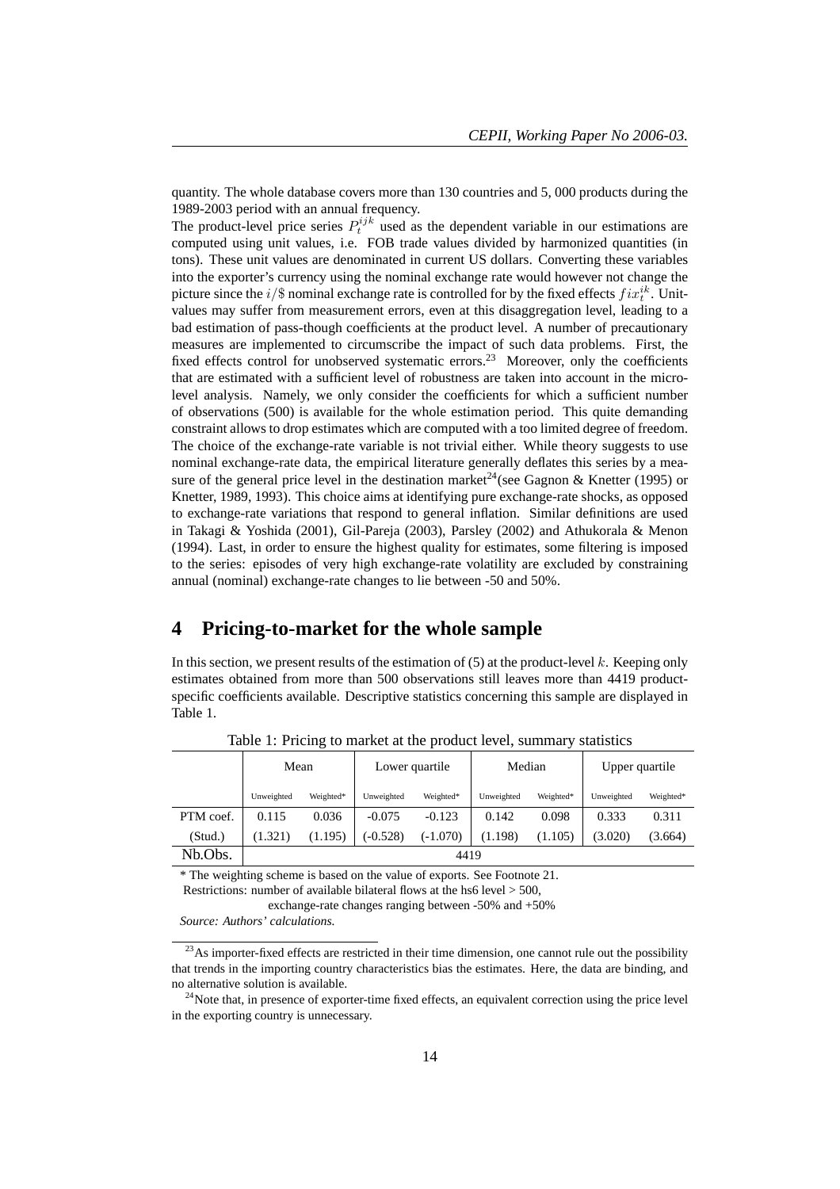quantity. The whole database covers more than 130 countries and 5, 000 products during the 1989-2003 period with an annual frequency.

The product-level price series $P_t^{ijk}$ used as the dependent variable in our estimations are computed using unit values, i.e. FOB trade values divided by harmonized quantities (in tons). These unit values are denominated in current US dollars. Converting these variables into the exporter's currency using the nominal exchange rate would however not change the picture since the $i/\$$ nominal exchange rate is controlled for by the fixed effects $fix_t^{ik}$. Unit-values may suffer from measurement errors, even at this disaggregation level, leading to a bad estimation of pass-though coefficients at the product level. A number of precautionary measures are implemented to circumscribe the impact of such data problems. First, the fixed effects control for unobserved systematic errors.[23] Moreover, only the coefficients that are estimated with a sufficient level of robustness are taken into account in the micro-level analysis. Namely, we only consider the coefficients for which a sufficient number of observations (500) is available for the whole estimation period. This quite demanding constraint allows to drop estimates which are computed with a too limited degree of freedom. The choice of the exchange-rate variable is not trivial either. While theory suggests to use nominal exchange-rate data, the empirical literature generally deflates this series by a measure of the general price level in the destination market[24](see Gagnon & Knetter (1995) or Knetter, 1989, 1993). This choice aims at identifying pure exchange-rate shocks, as opposed to exchange-rate variations that respond to general inflation. Similar definitions are used in Takagi & Yoshida (2001), Gil-Pareja (2003), Parsley (2002) and Athukorala & Menon (1994). Last, in order to ensure the highest quality for estimates, some filtering is imposed to the series: episodes of very high exchange-rate volatility are excluded by constraining annual (nominal) exchange-rate changes to lie between -50 and 50%.

# 4 Pricing-to-market for the whole sample

In this section, we present results of the estimation of (5) at the product-level $k$. Keeping only estimates obtained from more than 500 observations still leaves more than 4419 product-specific coefficients available. Descriptive statistics concerning this sample are displayed in Table 1.

Table 1: Pricing to market at the product level, summary statistics

| | Mean | | Lower quartile | | Median | | Upper quartile | |
|---|---|---|---|---|---|---|---|---|
| | Unweighted | Weighted* | Unweighted | Weighted* | Unweighted | Weighted* | Unweighted | Weighted* |
| PTM coef. | 0.115 | 0.036 | -0.075 | -0.123 | 0.142 | 0.098 | 0.333 | 0.311 |
| (Stud.) | (1.321) | (1.195) | (-0.528) | (-1.070) | (1.198) | (1.105) | (3.020) | (3.664) |
| Nb.Obs. | 4419 | | | | | | | |

\* The weighting scheme is based on the value of exports. See Footnote 21.

Restrictions: number of available bilateral flows at the hs6 level > 500,

exchange-rate changes ranging between -50% and +50%

*Source: Authors' calculations.*

[23] As importer-fixed effects are restricted in their time dimension, one cannot rule out the possibility that trends in the importing country characteristics bias the estimates. Here, the data are binding, and no alternative solution is available.

[24] Note that, in presence of exporter-time fixed effects, an equivalent correction using the price level in the exporting country is unnecessary.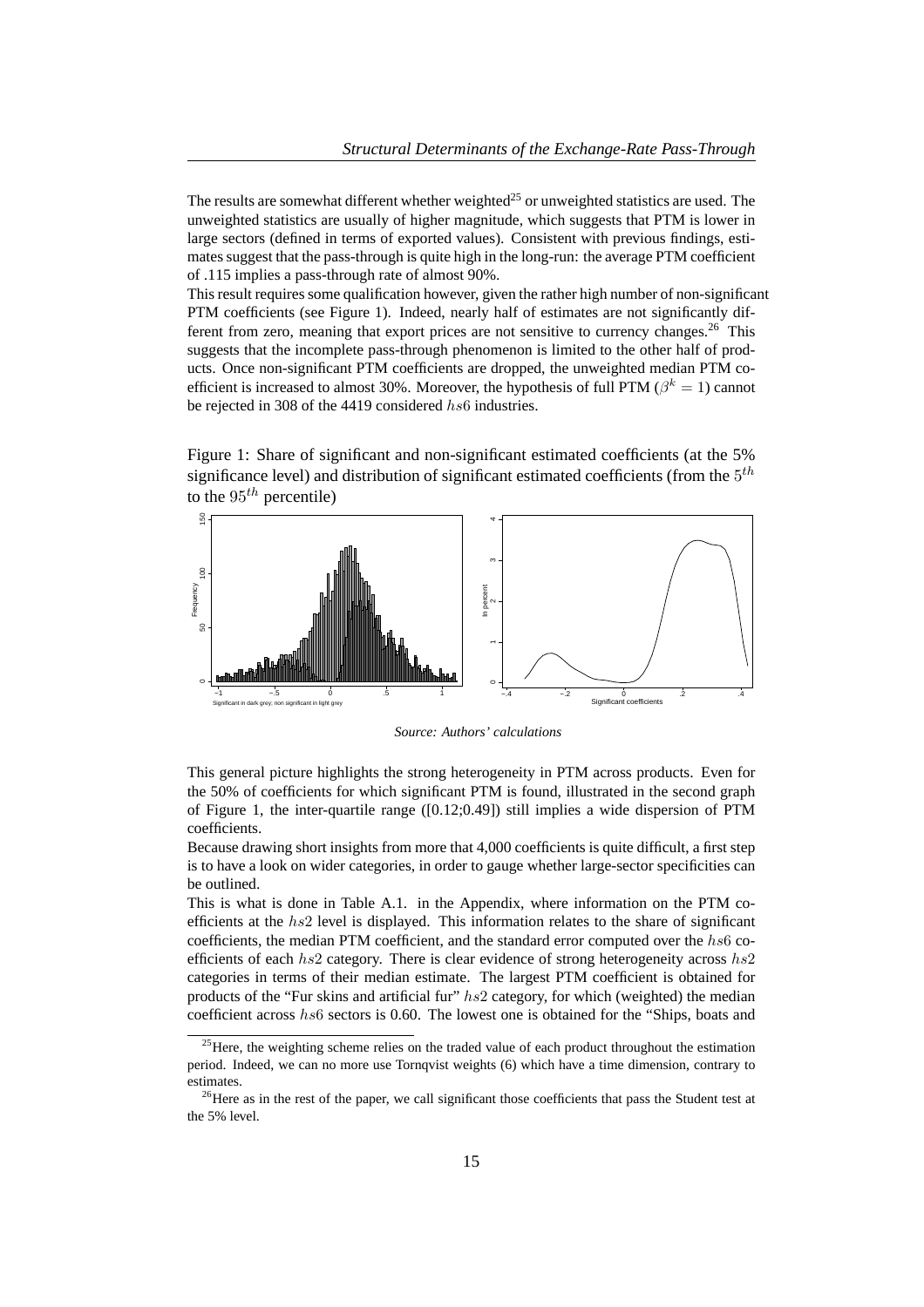The results are somewhat different whether weighted[25] or unweighted statistics are used. The unweighted statistics are usually of higher magnitude, which suggests that PTM is lower in large sectors (defined in terms of exported values). Consistent with previous findings, estimates suggest that the pass-through is quite high in the long-run: the average PTM coefficient of .115 implies a pass-through rate of almost 90%.

This result requires some qualification however, given the rather high number of non-significant PTM coefficients (see Figure 1). Indeed, nearly half of estimates are not significantly different from zero, meaning that export prices are not sensitive to currency changes.[26] This suggests that the incomplete pass-through phenomenon is limited to the other half of products. Once non-significant PTM coefficients are dropped, the unweighted median PTM coefficient is increased to almost 30%. Moreover, the hypothesis of full PTM ($\beta^k = 1$) cannot be rejected in 308 of the 4419 considered $hs6$ industries.

Figure 1: Share of significant and non-significant estimated coefficients (at the 5% significance level) and distribution of significant estimated coefficients (from the $5^{th}$ to the $95^{th}$ percentile)

*Source: Authors' calculations*

This general picture highlights the strong heterogeneity in PTM across products. Even for the 50% of coefficients for which significant PTM is found, illustrated in the second graph of Figure 1, the inter-quartile range ([0.12;0.49]) still implies a wide dispersion of PTM coefficients.

Because drawing short insights from more that 4,000 coefficients is quite difficult, a first step is to have a look on wider categories, in order to gauge whether large-sector specificities can be outlined.

This is what is done in Table A.1. in the Appendix, where information on the PTM coefficients at the $hs2$ level is displayed. This information relates to the share of significant coefficients, the median PTM coefficient, and the standard error computed over the $hs6$ coefficients of each $hs2$ category. There is clear evidence of strong heterogeneity across $hs2$ categories in terms of their median estimate. The largest PTM coefficient is obtained for products of the "Fur skins and artificial fur" $hs2$ category, for which (weighted) the median coefficient across $hs6$ sectors is 0.60. The lowest one is obtained for the "Ships, boats and

[25] Here, the weighting scheme relies on the traded value of each product throughout the estimation period. Indeed, we can no more use Tornqvist weights (6) which have a time dimension, contrary to estimates.

[26] Here as in the rest of the paper, we call significant those coefficients that pass the Student test at the 5% level.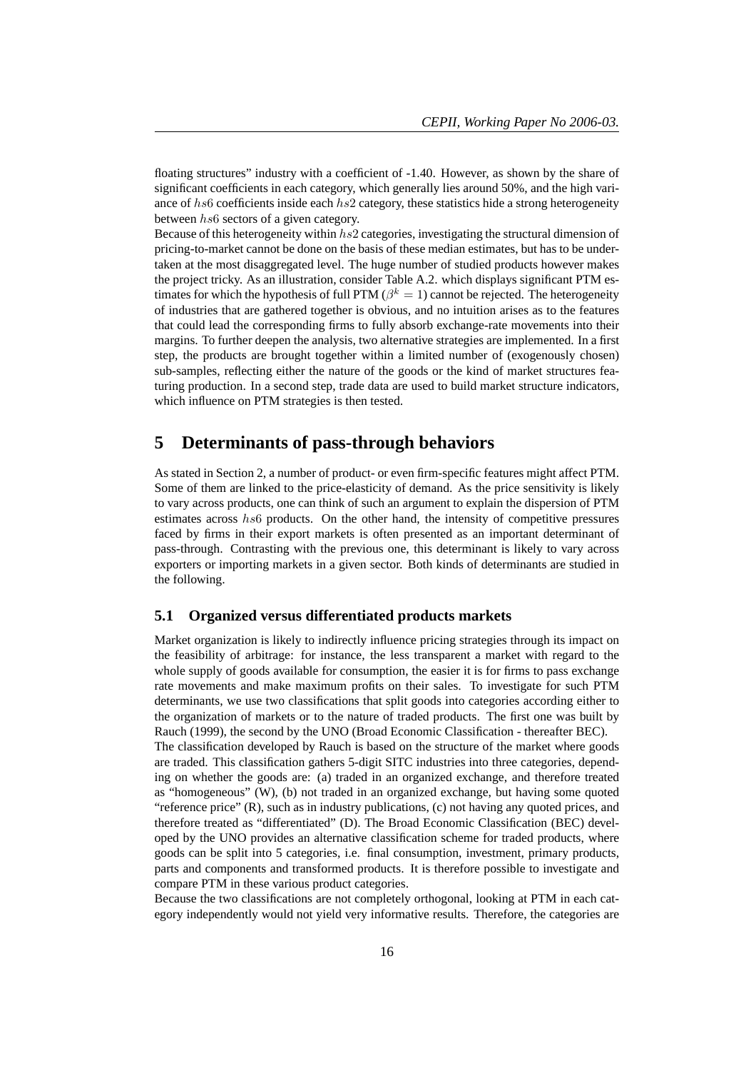floating structures" industry with a coefficient of -1.40. However, as shown by the share of significant coefficients in each category, which generally lies around 50%, and the high variance of $hs6$ coefficients inside each $hs2$ category, these statistics hide a strong heterogeneity between $hs6$ sectors of a given category.

Because of this heterogeneity within $hs2$ categories, investigating the structural dimension of pricing-to-market cannot be done on the basis of these median estimates, but has to be undertaken at the most disaggregated level. The huge number of studied products however makes the project tricky. As an illustration, consider Table A.2. which displays significant PTM estimates for which the hypothesis of full PTM ($\beta^k = 1$) cannot be rejected. The heterogeneity of industries that are gathered together is obvious, and no intuition arises as to the features that could lead the corresponding firms to fully absorb exchange-rate movements into their margins. To further deepen the analysis, two alternative strategies are implemented. In a first step, the products are brought together within a limited number of (exogenously chosen) sub-samples, reflecting either the nature of the goods or the kind of market structures featuring production. In a second step, trade data are used to build market structure indicators, which influence on PTM strategies is then tested.

# 5 Determinants of pass-through behaviors

As stated in Section 2, a number of product- or even firm-specific features might affect PTM. Some of them are linked to the price-elasticity of demand. As the price sensitivity is likely to vary across products, one can think of such an argument to explain the dispersion of PTM estimates across $hs6$ products. On the other hand, the intensity of competitive pressures faced by firms in their export markets is often presented as an important determinant of pass-through. Contrasting with the previous one, this determinant is likely to vary across exporters or importing markets in a given sector. Both kinds of determinants are studied in the following.

## 5.1 Organized versus differentiated products markets

Market organization is likely to indirectly influence pricing strategies through its impact on the feasibility of arbitrage: for instance, the less transparent a market with regard to the whole supply of goods available for consumption, the easier it is for firms to pass exchange rate movements and make maximum profits on their sales. To investigate for such PTM determinants, we use two classifications that split goods into categories according either to the organization of markets or to the nature of traded products. The first one was built by Rauch (1999), the second by the UNO (Broad Economic Classification - thereafter BEC).

The classification developed by Rauch is based on the structure of the market where goods are traded. This classification gathers 5-digit SITC industries into three categories, depending on whether the goods are: (a) traded in an organized exchange, and therefore treated as "homogeneous" (W), (b) not traded in an organized exchange, but having some quoted "reference price" (R), such as in industry publications, (c) not having any quoted prices, and therefore treated as "differentiated" (D). The Broad Economic Classification (BEC) developed by the UNO provides an alternative classification scheme for traded products, where goods can be split into 5 categories, i.e. final consumption, investment, primary products, parts and components and transformed products. It is therefore possible to investigate and compare PTM in these various product categories.

Because the two classifications are not completely orthogonal, looking at PTM in each category independently would not yield very informative results. Therefore, the categories are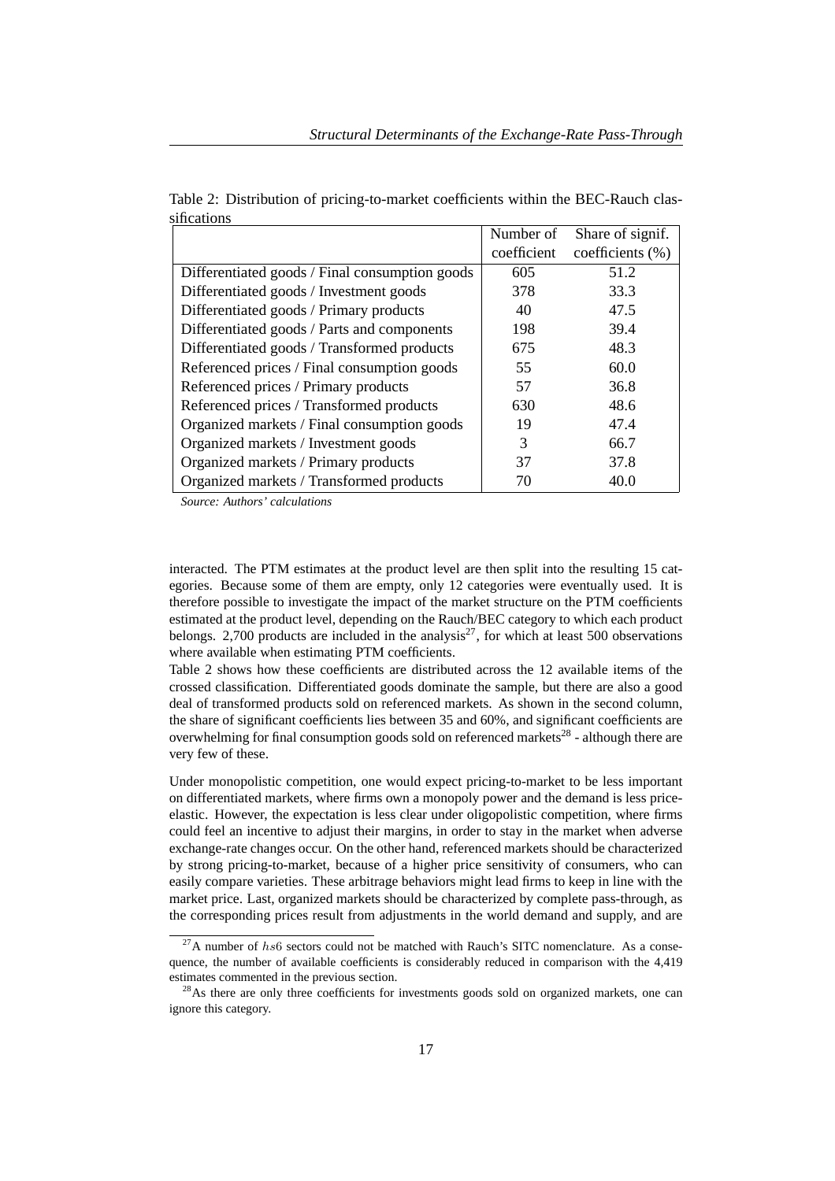Table 2: Distribution of pricing-to-market coefficients within the BEC-Rauch classifications

| | Number of coefficient | Share of signif. coefficients (%) |
|---|---|---|
| Differentiated goods / Final consumption goods | 605 | 51.2 |
| Differentiated goods / Investment goods | 378 | 33.3 |
| Differentiated goods / Primary products | 40 | 47.5 |
| Differentiated goods / Parts and components | 198 | 39.4 |
| Differentiated goods / Transformed products | 675 | 48.3 |
| Referenced prices / Final consumption goods | 55 | 60.0 |
| Referenced prices / Primary products | 57 | 36.8 |
| Referenced prices / Transformed products | 630 | 48.6 |
| Organized markets / Final consumption goods | 19 | 47.4 |
| Organized markets / Investment goods | 3 | 66.7 |
| Organized markets / Primary products | 37 | 37.8 |
| Organized markets / Transformed products | 70 | 40.0 |

*Source: Authors' calculations*

interacted. The PTM estimates at the product level are then split into the resulting 15 categories. Because some of them are empty, only 12 categories were eventually used. It is therefore possible to investigate the impact of the market structure on the PTM coefficients estimated at the product level, depending on the Rauch/BEC category to which each product belongs. 2,700 products are included in the analysis[27], for which at least 500 observations where available when estimating PTM coefficients.

Table 2 shows how these coefficients are distributed across the 12 available items of the crossed classification. Differentiated goods dominate the sample, but there are also a good deal of transformed products sold on referenced markets. As shown in the second column, the share of significant coefficients lies between 35 and 60%, and significant coefficients are overwhelming for final consumption goods sold on referenced markets[28] - although there are very few of these.

Under monopolistic competition, one would expect pricing-to-market to be less important on differentiated markets, where firms own a monopoly power and the demand is less price-elastic. However, the expectation is less clear under oligopolistic competition, where firms could feel an incentive to adjust their margins, in order to stay in the market when adverse exchange-rate changes occur. On the other hand, referenced markets should be characterized by strong pricing-to-market, because of a higher price sensitivity of consumers, who can easily compare varieties. These arbitrage behaviors might lead firms to keep in line with the market price. Last, organized markets should be characterized by complete pass-through, as the corresponding prices result from adjustments in the world demand and supply, and are

[27] A number of $hs6$ sectors could not be matched with Rauch's SITC nomenclature. As a consequence, the number of available coefficients is considerably reduced in comparison with the 4,419 estimates commented in the previous section.

[28] As there are only three coefficients for investments goods sold on organized markets, one can ignore this category.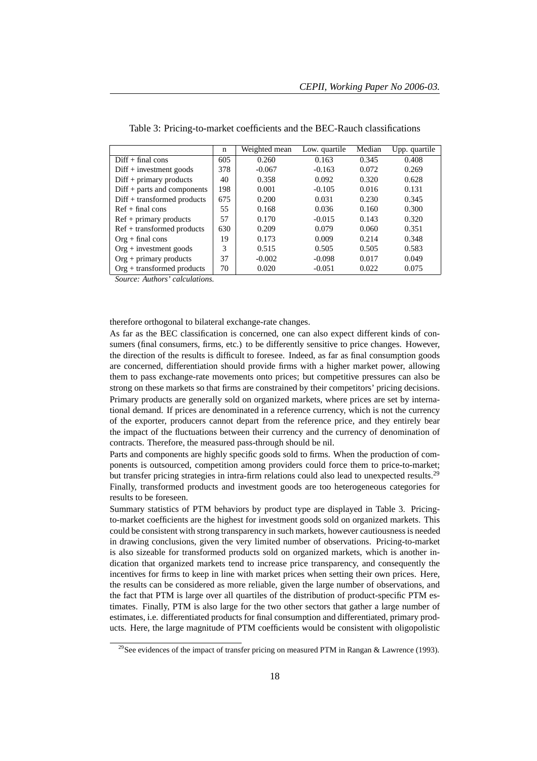Table 3: Pricing-to-market coefficients and the BEC-Rauch classifications

|  | n | Weighted mean | Low. quartile | Median | Upp. quartile |
|---|---|---|---|---|---|
| Diff + final cons | 605 | 0.260 | 0.163 | 0.345 | 0.408 |
| Diff + investment goods | 378 | -0.067 | -0.163 | 0.072 | 0.269 |
| Diff + primary products | 40 | 0.358 | 0.092 | 0.320 | 0.628 |
| Diff + parts and components | 198 | 0.001 | -0.105 | 0.016 | 0.131 |
| Diff + transformed products | 675 | 0.200 | 0.031 | 0.230 | 0.345 |
| Ref + final cons | 55 | 0.168 | 0.036 | 0.160 | 0.300 |
| Ref + primary products | 57 | 0.170 | -0.015 | 0.143 | 0.320 |
| Ref + transformed products | 630 | 0.209 | 0.079 | 0.060 | 0.351 |
| Org + final cons | 19 | 0.173 | 0.009 | 0.214 | 0.348 |
| Org + investment goods | 3 | 0.515 | 0.505 | 0.505 | 0.583 |
| Org + primary products | 37 | -0.002 | -0.098 | 0.017 | 0.049 |
| Org + transformed products | 70 | 0.020 | -0.051 | 0.022 | 0.075 |

*Source: Authors' calculations.*

therefore orthogonal to bilateral exchange-rate changes.

As far as the BEC classification is concerned, one can also expect different kinds of consumers (final consumers, firms, etc.) to be differently sensitive to price changes. However, the direction of the results is difficult to foresee. Indeed, as far as final consumption goods are concerned, differentiation should provide firms with a higher market power, allowing them to pass exchange-rate movements onto prices; but competitive pressures can also be strong on these markets so that firms are constrained by their competitors' pricing decisions.

Primary products are generally sold on organized markets, where prices are set by international demand. If prices are denominated in a reference currency, which is not the currency of the exporter, producers cannot depart from the reference price, and they entirely bear the impact of the fluctuations between their currency and the currency of denomination of contracts. Therefore, the measured pass-through should be nil.

Parts and components are highly specific goods sold to firms. When the production of components is outsourced, competition among providers could force them to price-to-market; but transfer pricing strategies in intra-firm relations could also lead to unexpected results.[29]

Finally, transformed products and investment goods are too heterogeneous categories for results to be foreseen.

Summary statistics of PTM behaviors by product type are displayed in Table 3. Pricing-to-market coefficients are the highest for investment goods sold on organized markets. This could be consistent with strong transparency in such markets, however cautiousness is needed in drawing conclusions, given the very limited number of observations. Pricing-to-market is also sizeable for transformed products sold on organized markets, which is another indication that organized markets tend to increase price transparency, and consequently the incentives for firms to keep in line with market prices when setting their own prices. Here, the results can be considered as more reliable, given the large number of observations, and the fact that PTM is large over all quartiles of the distribution of product-specific PTM estimates. Finally, PTM is also large for the two other sectors that gather a large number of estimates, i.e. differentiated products for final consumption and differentiated, primary products. Here, the large magnitude of PTM coefficients would be consistent with oligopolistic

[29] See evidences of the impact of transfer pricing on measured PTM in Rangan & Lawrence (1993).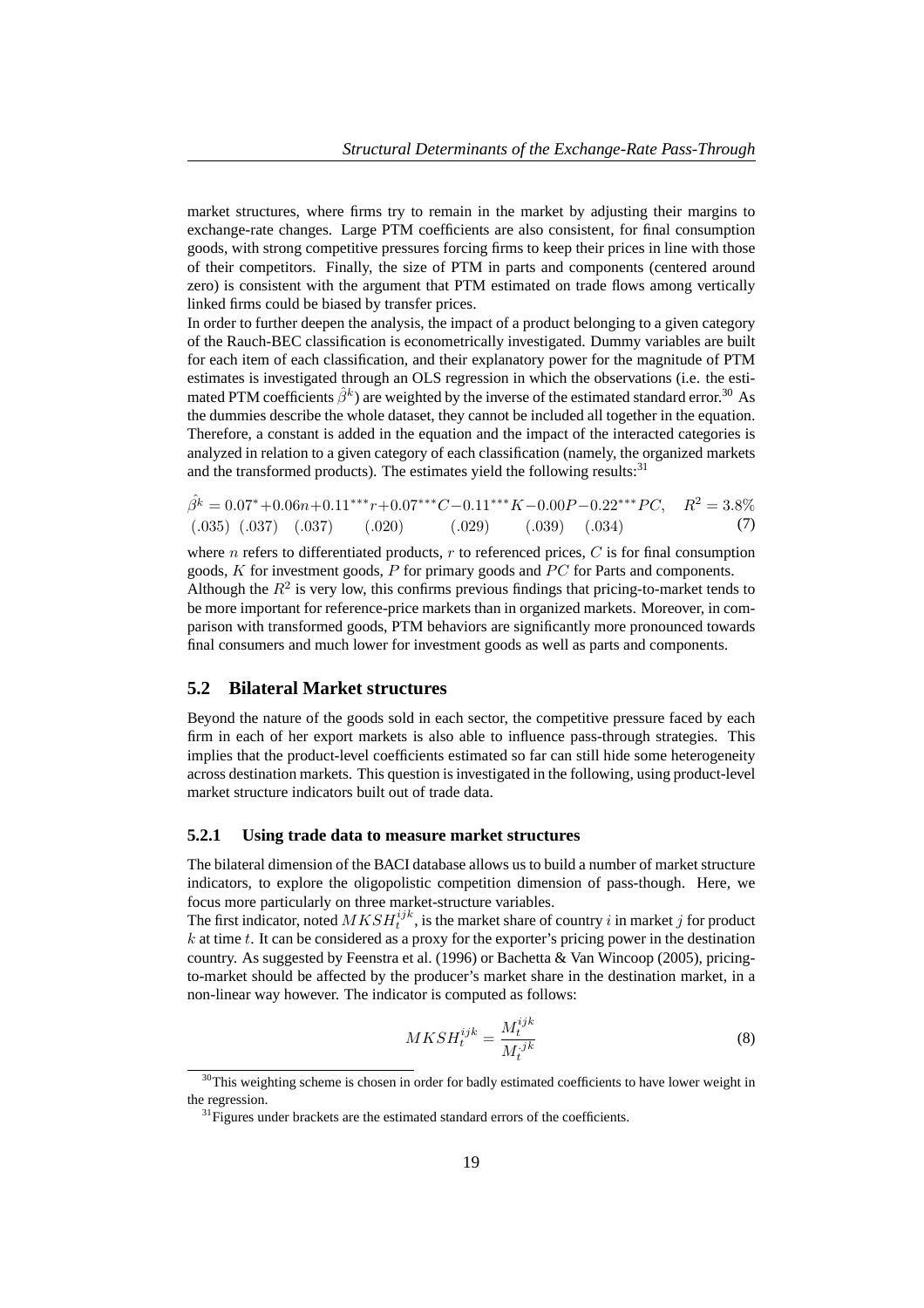market structures, where firms try to remain in the market by adjusting their margins to exchange-rate changes. Large PTM coefficients are also consistent, for final consumption goods, with strong competitive pressures forcing firms to keep their prices in line with those of their competitors. Finally, the size of PTM in parts and components (centered around zero) is consistent with the argument that PTM estimated on trade flows among vertically linked firms could be biased by transfer prices.

In order to further deepen the analysis, the impact of a product belonging to a given category of the Rauch-BEC classification is econometrically investigated. Dummy variables are built for each item of each classification, and their explanatory power for the magnitude of PTM estimates is investigated through an OLS regression in which the observations (i.e. the estimated PTM coefficients $\hat{\beta}^k$) are weighted by the inverse of the estimated standard error.[30] As the dummies describe the whole dataset, they cannot be included all together in the equation. Therefore, a constant is added in the equation and the impact of the interacted categories is analyzed in relation to a given category of each classification (namely, the organized markets and the transformed products). The estimates yield the following results:[31]

$$\hat{\beta}^k = \underset{(.035)}{0.07^*} + \underset{(.037)}{0.06}n + \underset{(.037)}{0.11^{***}}r + \underset{(.020)}{0.07^{***}}C - \underset{(.029)}{0.11^{***}}K - \underset{(.039)}{0.00}P - \underset{(.034)}{0.22^{***}}PC, \quad R^2 = 3.8\% \tag{7}$$

where $n$ refers to differentiated products, $r$ to referenced prices, $C$ is for final consumption goods, $K$ for investment goods, $P$ for primary goods and $PC$ for Parts and components.

Although the $R^2$ is very low, this confirms previous findings that pricing-to-market tends to be more important for reference-price markets than in organized markets. Moreover, in comparison with transformed goods, PTM behaviors are significantly more pronounced towards final consumers and much lower for investment goods as well as parts and components.

## 5.2 Bilateral Market structures

Beyond the nature of the goods sold in each sector, the competitive pressure faced by each firm in each of her export markets is also able to influence pass-through strategies. This implies that the product-level coefficients estimated so far can still hide some heterogeneity across destination markets. This question is investigated in the following, using product-level market structure indicators built out of trade data.

### 5.2.1 Using trade data to measure market structures

The bilateral dimension of the BACI database allows us to build a number of market structure indicators, to explore the oligopolistic competition dimension of pass-though. Here, we focus more particularly on three market-structure variables.

The first indicator, noted $MKSH_t^{ijk}$, is the market share of country $i$ in market $j$ for product $k$ at time $t$. It can be considered as a proxy for the exporter's pricing power in the destination country. As suggested by Feenstra et al. (1996) or Bachetta & Van Wincoop (2005), pricing-to-market should be affected by the producer's market share in the destination market, in a non-linear way however. The indicator is computed as follows:

$$MKSH_t^{ijk} = \frac{M_t^{ijk}}{M_t^{jk}} \tag{8}$$

[30] This weighting scheme is chosen in order for badly estimated coefficients to have lower weight in the regression.

[31] Figures under brackets are the estimated standard errors of the coefficients.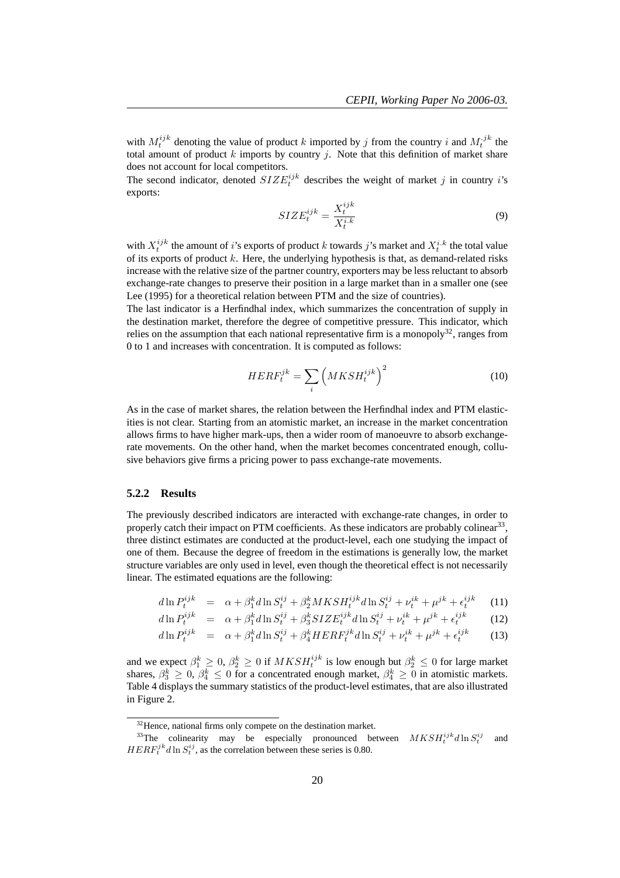with $M_t^{ijk}$ denoting the value of product $k$ imported by $j$ from the country $i$ and $M_t^{.jk}$ the total amount of product $k$ imports by country $j$. Note that this definition of market share does not account for local competitors.

The second indicator, denoted $SIZE_t^{ijk}$ describes the weight of market $j$ in country $i$'s exports:

$$SIZE_t^{ijk} = \frac{X_t^{ijk}}{X_t^{i.k}} \tag{9}$$

with $X_t^{ijk}$ the amount of $i$'s exports of product $k$ towards $j$'s market and $X_t^{i.k}$ the total value of its exports of product $k$. Here, the underlying hypothesis is that, as demand-related risks increase with the relative size of the partner country, exporters may be less reluctant to absorb exchange-rate changes to preserve their position in a large market than in a smaller one (see Lee (1995) for a theoretical relation between PTM and the size of countries).

The last indicator is a Herfindhal index, which summarizes the concentration of supply in the destination market, therefore the degree of competitive pressure. This indicator, which relies on the assumption that each national representative firm is a monopoly[32], ranges from 0 to 1 and increases with concentration. It is computed as follows:

$$HERF_t^{jk} = \sum_i \left(MKSH_t^{ijk}\right)^2 \tag{10}$$

As in the case of market shares, the relation between the Herfindhal index and PTM elasticities is not clear. Starting from an atomistic market, an increase in the market concentration allows firms to have higher mark-ups, then a wider room of manoeuvre to absorb exchange-rate movements. On the other hand, when the market becomes concentrated enough, collusive behaviors give firms a pricing power to pass exchange-rate movements.

### 5.2.2 Results

The previously described indicators are interacted with exchange-rate changes, in order to properly catch their impact on PTM coefficients. As these indicators are probably colinear[33], three distinct estimates are conducted at the product-level, each one studying the impact of one of them. Because the degree of freedom in the estimations is generally low, the market structure variables are only used in level, even though the theoretical effect is not necessarily linear. The estimated equations are the following:

$$d\ln P_t^{ijk} = \alpha + \beta_1^k d\ln S_t^{ij} + \beta_2^k MKSH_t^{ijk} d\ln S_t^{ij} + \nu_t^{ik} + \mu^{jk} + \epsilon_t^{ijk} \tag{11}$$

$$d\ln P_t^{ijk} = \alpha + \beta_1^k d\ln S_t^{ij} + \beta_3^k SIZE_t^{ijk} d\ln S_t^{ij} + \nu_t^{ik} + \mu^{jk} + \epsilon_t^{ijk} \tag{12}$$

$$d\ln P_t^{ijk} = \alpha + \beta_1^k d\ln S_t^{ij} + \beta_4^k HERF_t^{jk} d\ln S_t^{ij} + \nu_t^{ik} + \mu^{jk} + \epsilon_t^{ijk} \tag{13}$$

and we expect $\beta_1^k \geq 0$, $\beta_2^k \geq 0$ if $MKSH_t^{ijk}$ is low enough but $\beta_2^k \leq 0$ for large market shares, $\beta_3^k \geq 0$, $\beta_4^k \leq 0$ for a concentrated enough market, $\beta_4^k \geq 0$ in atomistic markets. Table 4 displays the summary statistics of the product-level estimates, that are also illustrated in Figure 2.

---

[32] Hence, national firms only compete on the destination market.

[33] The colinearity may be especially pronounced between $MKSH_t^{ijk} d\ln S_t^{ij}$ and $HERF_t^{jk} d\ln S_t^{ij}$, as the correlation between these series is 0.80.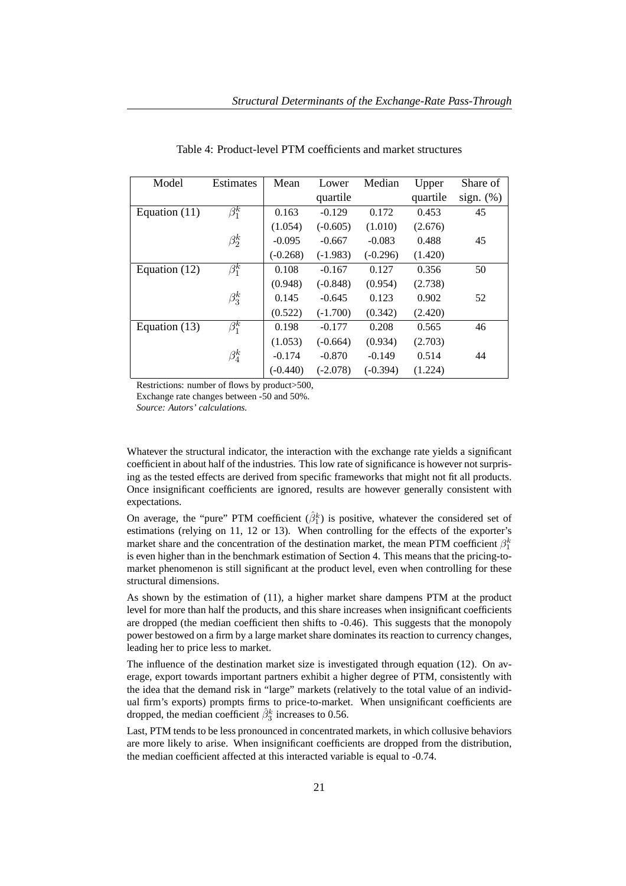Table 4: Product-level PTM coefficients and market structures

| Model | Estimates | Mean | Lower quartile | Median | Upper quartile | Share of sign. (%) |
|---|---|---|---|---|---|---|
| Equation (11) | $\beta_1^k$ | 0.163 | -0.129 | 0.172 | 0.453 | 45 |
| | | (1.054) | (-0.605) | (1.010) | (2.676) | |
| | $\beta_2^k$ | -0.095 | -0.667 | -0.083 | 0.488 | 45 |
| | | (-0.268) | (-1.983) | (-0.296) | (1.420) | |
| Equation (12) | $\beta_1^k$ | 0.108 | -0.167 | 0.127 | 0.356 | 50 |
| | | (0.948) | (-0.848) | (0.954) | (2.738) | |
| | $\beta_3^k$ | 0.145 | -0.645 | 0.123 | 0.902 | 52 |
| | | (0.522) | (-1.700) | (0.342) | (2.420) | |
| Equation (13) | $\beta_1^k$ | 0.198 | -0.177 | 0.208 | 0.565 | 46 |
| | | (1.053) | (-0.664) | (0.934) | (2.703) | |
| | $\beta_4^k$ | -0.174 | -0.870 | -0.149 | 0.514 | 44 |
| | | (-0.440) | (-2.078) | (-0.394) | (1.224) | |

Restrictions: number of flows by product>500,
Exchange rate changes between -50 and 50%.
*Source: Autors' calculations.*

Whatever the structural indicator, the interaction with the exchange rate yields a significant coefficient in about half of the industries. This low rate of significance is however not surprising as the tested effects are derived from specific frameworks that might not fit all products. Once insignificant coefficients are ignored, results are however generally consistent with expectations.

On average, the "pure" PTM coefficient ($\hat{\beta}_1^k$) is positive, whatever the considered set of estimations (relying on 11, 12 or 13). When controlling for the effects of the exporter's market share and the concentration of the destination market, the mean PTM coefficient $\beta_1^k$ is even higher than in the benchmark estimation of Section 4. This means that the pricing-to-market phenomenon is still significant at the product level, even when controlling for these structural dimensions.

As shown by the estimation of (11), a higher market share dampens PTM at the product level for more than half the products, and this share increases when insignificant coefficients are dropped (the median coefficient then shifts to -0.46). This suggests that the monopoly power bestowed on a firm by a large market share dominates its reaction to currency changes, leading her to price less to market.

The influence of the destination market size is investigated through equation (12). On average, export towards important partners exhibit a higher degree of PTM, consistently with the idea that the demand risk in "large" markets (relatively to the total value of an individual firm's exports) prompts firms to price-to-market. When unsignificant coefficients are dropped, the median coefficient $\hat{\beta}_3^k$ increases to 0.56.

Last, PTM tends to be less pronounced in concentrated markets, in which collusive behaviors are more likely to arise. When insignificant coefficients are dropped from the distribution, the median coefficient affected at this interacted variable is equal to -0.74.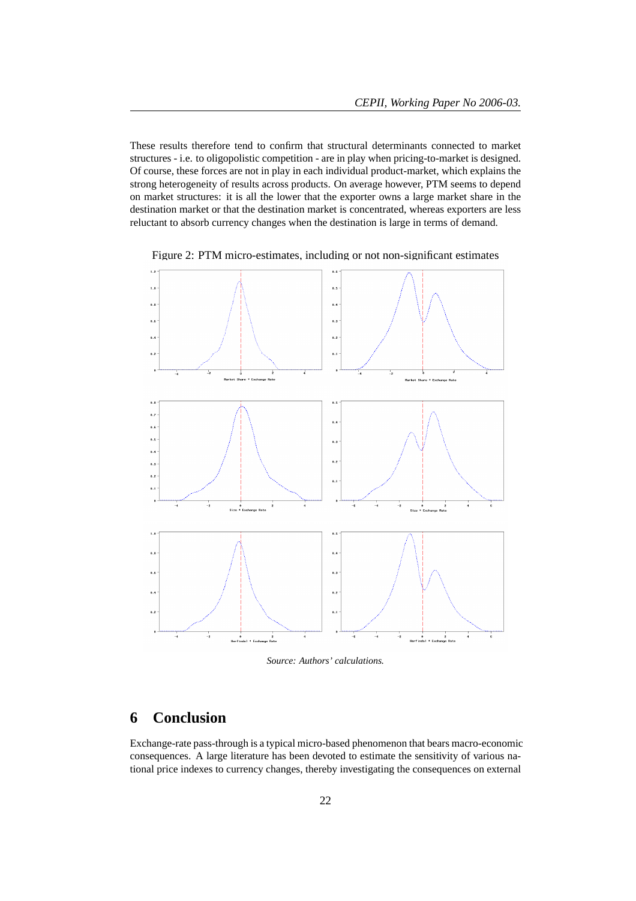These results therefore tend to confirm that structural determinants connected to market structures - i.e. to oligopolistic competition - are in play when pricing-to-market is designed. Of course, these forces are not in play in each individual product-market, which explains the strong heterogeneity of results across products. On average however, PTM seems to depend on market structures: it is all the lower that the exporter owns a large market share in the destination market or that the destination market is concentrated, whereas exporters are less reluctant to absorb currency changes when the destination is large in terms of demand.

Figure 2: PTM micro-estimates, including or not non-significant estimates

*Source: Authors' calculations.*

# 6 Conclusion

Exchange-rate pass-through is a typical micro-based phenomenon that bears macro-economic consequences. A large literature has been devoted to estimate the sensitivity of various national price indexes to currency changes, thereby investigating the consequences on external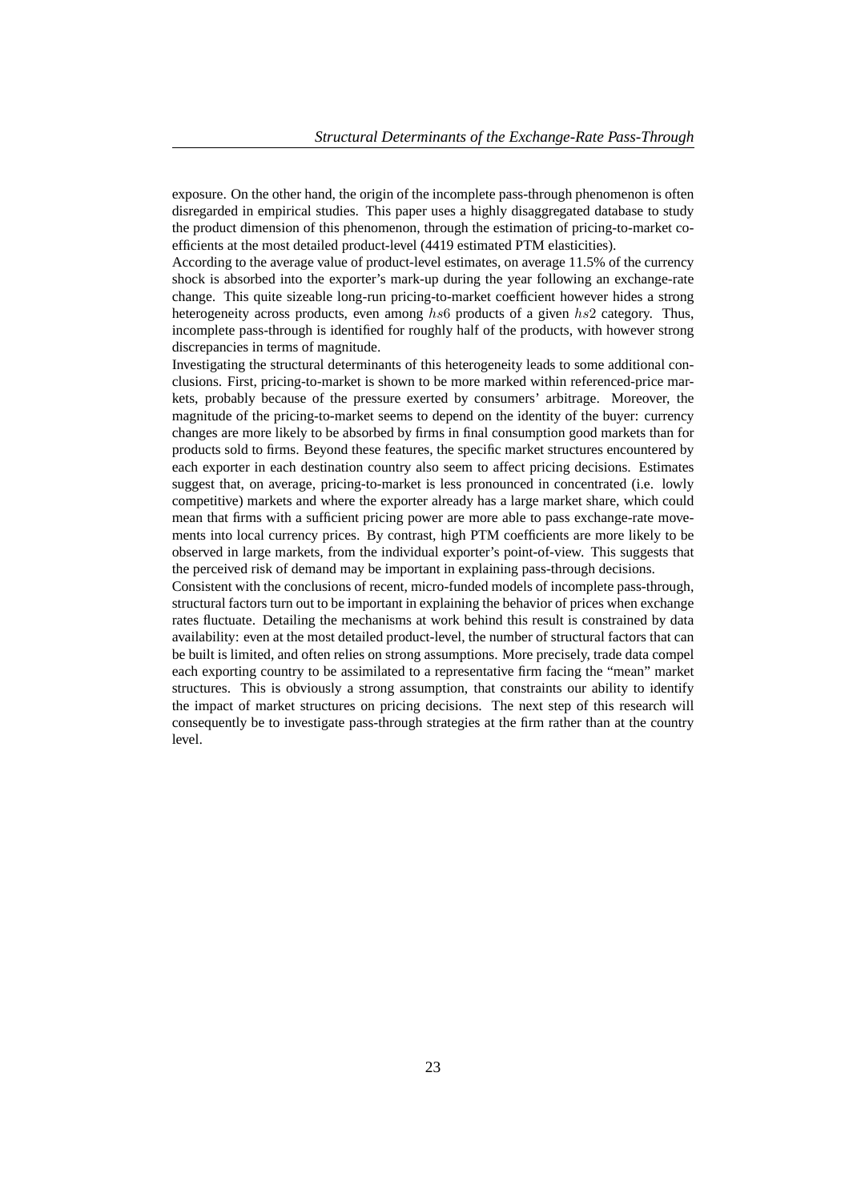exposure. On the other hand, the origin of the incomplete pass-through phenomenon is often disregarded in empirical studies. This paper uses a highly disaggregated database to study the product dimension of this phenomenon, through the estimation of pricing-to-market coefficients at the most detailed product-level (4419 estimated PTM elasticities).

According to the average value of product-level estimates, on average 11.5% of the currency shock is absorbed into the exporter's mark-up during the year following an exchange-rate change. This quite sizeable long-run pricing-to-market coefficient however hides a strong heterogeneity across products, even among $hs6$ products of a given $hs2$ category. Thus, incomplete pass-through is identified for roughly half of the products, with however strong discrepancies in terms of magnitude.

Investigating the structural determinants of this heterogeneity leads to some additional conclusions. First, pricing-to-market is shown to be more marked within referenced-price markets, probably because of the pressure exerted by consumers' arbitrage. Moreover, the magnitude of the pricing-to-market seems to depend on the identity of the buyer: currency changes are more likely to be absorbed by firms in final consumption good markets than for products sold to firms. Beyond these features, the specific market structures encountered by each exporter in each destination country also seem to affect pricing decisions. Estimates suggest that, on average, pricing-to-market is less pronounced in concentrated (i.e. lowly competitive) markets and where the exporter already has a large market share, which could mean that firms with a sufficient pricing power are more able to pass exchange-rate movements into local currency prices. By contrast, high PTM coefficients are more likely to be observed in large markets, from the individual exporter's point-of-view. This suggests that the perceived risk of demand may be important in explaining pass-through decisions.

Consistent with the conclusions of recent, micro-funded models of incomplete pass-through, structural factors turn out to be important in explaining the behavior of prices when exchange rates fluctuate. Detailing the mechanisms at work behind this result is constrained by data availability: even at the most detailed product-level, the number of structural factors that can be built is limited, and often relies on strong assumptions. More precisely, trade data compel each exporting country to be assimilated to a representative firm facing the "mean" market structures. This is obviously a strong assumption, that constraints our ability to identify the impact of market structures on pricing decisions. The next step of this research will consequently be to investigate pass-through strategies at the firm rather than at the country level.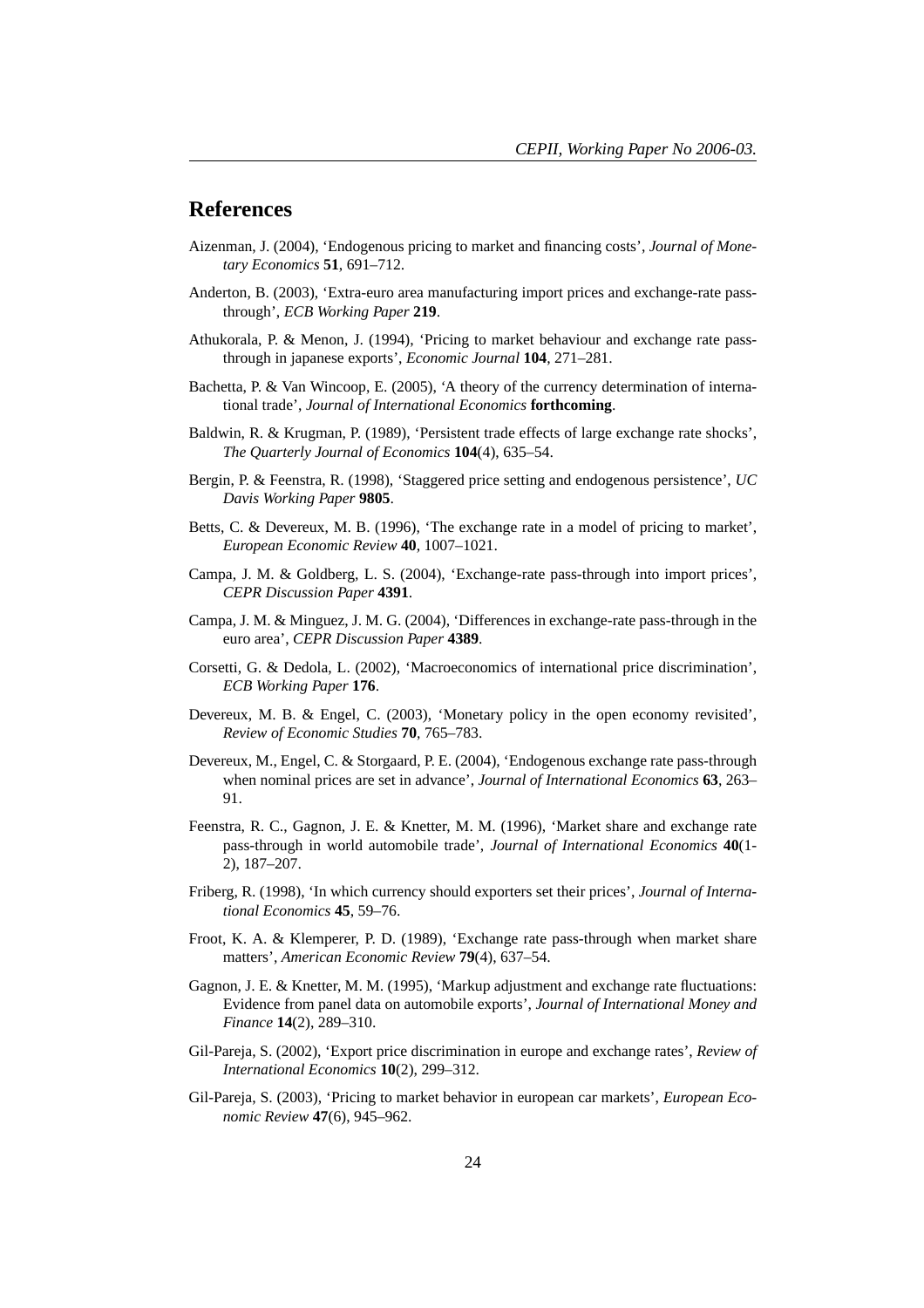# References

Aizenman, J. (2004), 'Endogenous pricing to market and financing costs', *Journal of Monetary Economics* **51**, 691–712.

Anderton, B. (2003), 'Extra-euro area manufacturing import prices and exchange-rate pass-through', *ECB Working Paper* **219**.

Athukorala, P. & Menon, J. (1994), 'Pricing to market behaviour and exchange rate pass-through in japanese exports', *Economic Journal* **104**, 271–281.

Bachetta, P. & Van Wincoop, E. (2005), 'A theory of the currency determination of international trade', *Journal of International Economics* **forthcoming**.

Baldwin, R. & Krugman, P. (1989), 'Persistent trade effects of large exchange rate shocks', *The Quarterly Journal of Economics* **104**(4), 635–54.

Bergin, P. & Feenstra, R. (1998), 'Staggered price setting and endogenous persistence', *UC Davis Working Paper* **9805**.

Betts, C. & Devereux, M. B. (1996), 'The exchange rate in a model of pricing to market', *European Economic Review* **40**, 1007–1021.

Campa, J. M. & Goldberg, L. S. (2004), 'Exchange-rate pass-through into import prices', *CEPR Discussion Paper* **4391**.

Campa, J. M. & Minguez, J. M. G. (2004), 'Differences in exchange-rate pass-through in the euro area', *CEPR Discussion Paper* **4389**.

Corsetti, G. & Dedola, L. (2002), 'Macroeconomics of international price discrimination', *ECB Working Paper* **176**.

Devereux, M. B. & Engel, C. (2003), 'Monetary policy in the open economy revisited', *Review of Economic Studies* **70**, 765–783.

Devereux, M., Engel, C. & Storgaard, P. E. (2004), 'Endogenous exchange rate pass-through when nominal prices are set in advance', *Journal of International Economics* **63**, 263–91.

Feenstra, R. C., Gagnon, J. E. & Knetter, M. M. (1996), 'Market share and exchange rate pass-through in world automobile trade', *Journal of International Economics* **40**(1-2), 187–207.

Friberg, R. (1998), 'In which currency should exporters set their prices', *Journal of International Economics* **45**, 59–76.

Froot, K. A. & Klemperer, P. D. (1989), 'Exchange rate pass-through when market share matters', *American Economic Review* **79**(4), 637–54.

Gagnon, J. E. & Knetter, M. M. (1995), 'Markup adjustment and exchange rate fluctuations: Evidence from panel data on automobile exports', *Journal of International Money and Finance* **14**(2), 289–310.

Gil-Pareja, S. (2002), 'Export price discrimination in europe and exchange rates', *Review of International Economics* **10**(2), 299–312.

Gil-Pareja, S. (2003), 'Pricing to market behavior in european car markets', *European Economic Review* **47**(6), 945–962.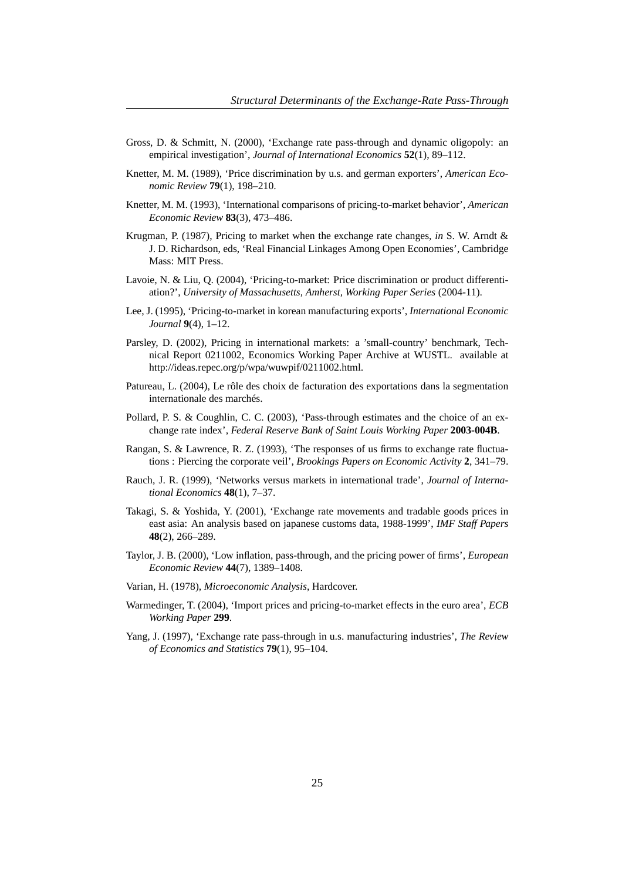Gross, D. & Schmitt, N. (2000), 'Exchange rate pass-through and dynamic oligopoly: an empirical investigation', *Journal of International Economics* **52**(1), 89–112.

Knetter, M. M. (1989), 'Price discrimination by u.s. and german exporters', *American Economic Review* **79**(1), 198–210.

Knetter, M. M. (1993), 'International comparisons of pricing-to-market behavior', *American Economic Review* **83**(3), 473–486.

Krugman, P. (1987), Pricing to market when the exchange rate changes, *in* S. W. Arndt & J. D. Richardson, eds, 'Real Financial Linkages Among Open Economies', Cambridge Mass: MIT Press.

Lavoie, N. & Liu, Q. (2004), 'Pricing-to-market: Price discrimination or product differentiation?', *University of Massachusetts, Amherst, Working Paper Series* (2004-11).

Lee, J. (1995), 'Pricing-to-market in korean manufacturing exports', *International Economic Journal* **9**(4), 1–12.

Parsley, D. (2002), Pricing in international markets: a 'small-country' benchmark, Technical Report 0211002, Economics Working Paper Archive at WUSTL. available at http://ideas.repec.org/p/wpa/wuwpif/0211002.html.

Patureau, L. (2004), Le rôle des choix de facturation des exportations dans la segmentation internationale des marchés.

Pollard, P. S. & Coughlin, C. C. (2003), 'Pass-through estimates and the choice of an exchange rate index', *Federal Reserve Bank of Saint Louis Working Paper* **2003-004B**.

Rangan, S. & Lawrence, R. Z. (1993), 'The responses of us firms to exchange rate fluctuations : Piercing the corporate veil', *Brookings Papers on Economic Activity* **2**, 341–79.

Rauch, J. R. (1999), 'Networks versus markets in international trade', *Journal of International Economics* **48**(1), 7–37.

Takagi, S. & Yoshida, Y. (2001), 'Exchange rate movements and tradable goods prices in east asia: An analysis based on japanese customs data, 1988-1999', *IMF Staff Papers* **48**(2), 266–289.

Taylor, J. B. (2000), 'Low inflation, pass-through, and the pricing power of firms', *European Economic Review* **44**(7), 1389–1408.

Varian, H. (1978), *Microeconomic Analysis*, Hardcover.

Warmedinger, T. (2004), 'Import prices and pricing-to-market effects in the euro area', *ECB Working Paper* **299**.

Yang, J. (1997), 'Exchange rate pass-through in u.s. manufacturing industries', *The Review of Economics and Statistics* **79**(1), 95–104.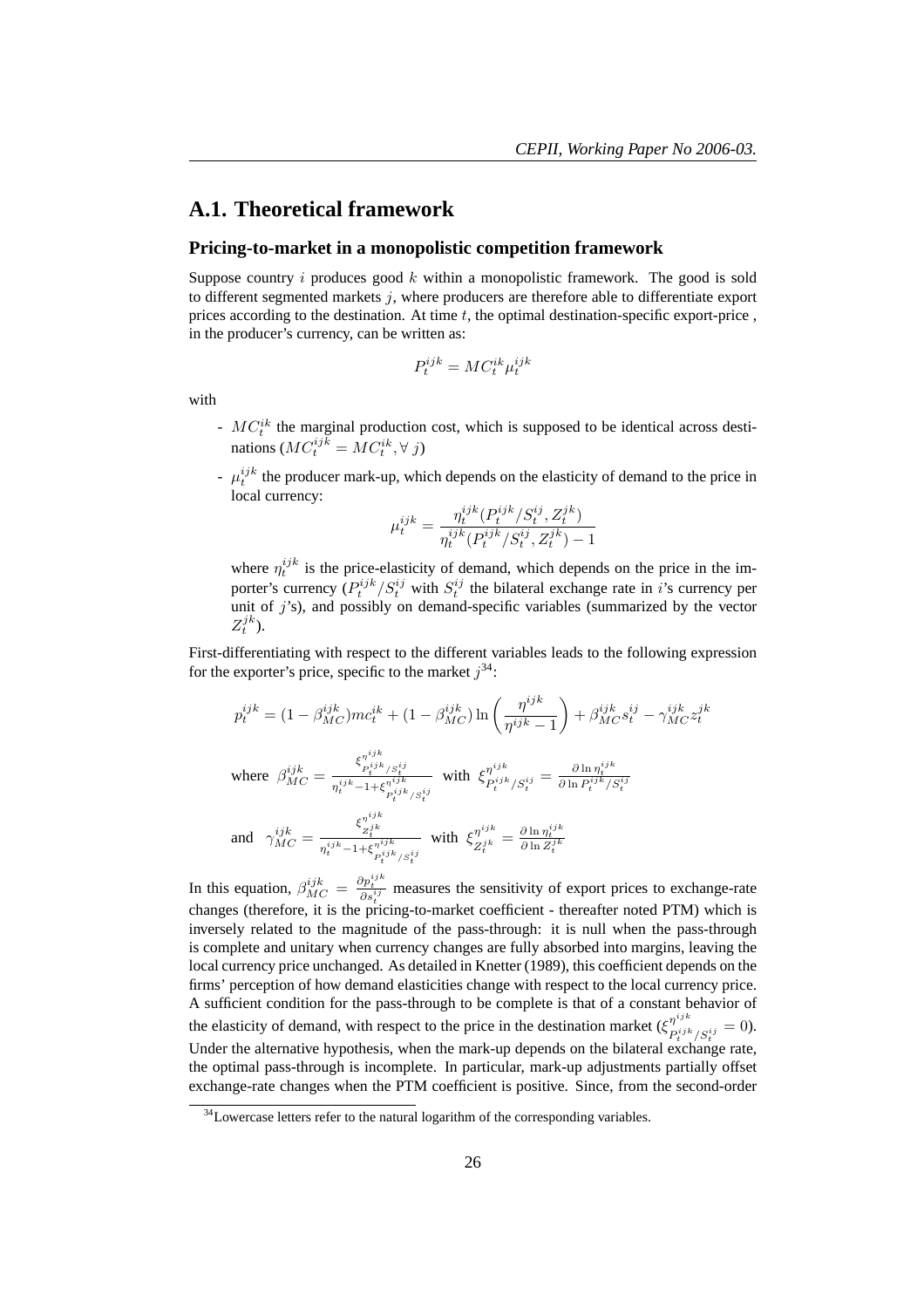## A.1. Theoretical framework

### Pricing-to-market in a monopolistic competition framework

Suppose country $i$ produces good $k$ within a monopolistic framework. The good is sold to different segmented markets $j$, where producers are therefore able to differentiate export prices according to the destination. At time $t$, the optimal destination-specific export-price , in the producer's currency, can be written as:

$$P_t^{ijk} = MC_t^{ik} \mu_t^{ijk}$$

with

- $MC_t^{ik}$ the marginal production cost, which is supposed to be identical across destinations ($MC_t^{ijk} = MC_t^{ik}, \forall\, j$)
- $\mu_t^{ijk}$ the producer mark-up, which depends on the elasticity of demand to the price in local currency:

$$\mu_t^{ijk} = \frac{\eta_t^{ijk}(P_t^{ijk}/S_t^{ij}, Z_t^{jk})}{\eta_t^{ijk}(P_t^{ijk}/S_t^{ij}, Z_t^{jk}) - 1}$$

  where $\eta_t^{ijk}$ is the price-elasticity of demand, which depends on the price in the importer's currency ($P_t^{ijk}/S_t^{ij}$ with $S_t^{ij}$ the bilateral exchange rate in $i$'s currency per unit of $j$'s), and possibly on demand-specific variables (summarized by the vector $Z_t^{jk}$).

First-differentiating with respect to the different variables leads to the following expression for the exporter's price, specific to the market $j$[34]:

$$p_t^{ijk} = (1 - \beta_{MC}^{ijk}) mc_t^{ik} + (1 - \beta_{MC}^{ijk}) \ln\left(\frac{\eta^{ijk}}{\eta^{ijk} - 1}\right) + \beta_{MC}^{ijk} s_t^{ij} - \gamma_{MC}^{ijk} z_t^{jk}$$

where $\beta_{MC}^{ijk} = \frac{\xi^{\eta^{ijk}}_{P_t^{ijk}/S_t^{ij}}}{\eta_t^{ijk} - 1 + \xi^{\eta_t^{ijk}}_{P_t^{ijk}/S_t^{ij}}}$ with $\xi^{\eta^{ijk}}_{P_t^{ijk}/S_t^{ij}} = \frac{\partial \ln \eta_t^{ijk}}{\partial \ln P_t^{ijk}/S_t^{ij}}$

and $\gamma_{MC}^{ijk} = \frac{\xi^{\eta^{ijk}}_{Z_t^{jk}}}{\eta_t^{ijk} - 1 + \xi^{\eta_t^{ijk}}_{P_t^{ijk}/S_t^{ij}}}$ with $\xi^{\eta^{ijk}}_{Z_t^{jk}} = \frac{\partial \ln \eta_t^{ijk}}{\partial \ln Z_t^{jk}}$

In this equation, $\beta_{MC}^{ijk} = \frac{\partial p_t^{ijk}}{\partial s_t^{ij}}$ measures the sensitivity of export prices to exchange-rate changes (therefore, it is the pricing-to-market coefficient - thereafter noted PTM) which is inversely related to the magnitude of the pass-through: it is null when the pass-through is complete and unitary when currency changes are fully absorbed into margins, leaving the local currency price unchanged. As detailed in Knetter (1989), this coefficient depends on the firms' perception of how demand elasticities change with respect to the local currency price. A sufficient condition for the pass-through to be complete is that of a constant behavior of the elasticity of demand, with respect to the price in the destination market ($\xi^{\eta^{ijk}}_{P_t^{ijk}/S_t^{ij}} = 0$). Under the alternative hypothesis, when the mark-up depends on the bilateral exchange rate, the optimal pass-through is incomplete. In particular, mark-up adjustments partially offset exchange-rate changes when the PTM coefficient is positive. Since, from the second-order

[34] Lowercase letters refer to the natural logarithm of the corresponding variables.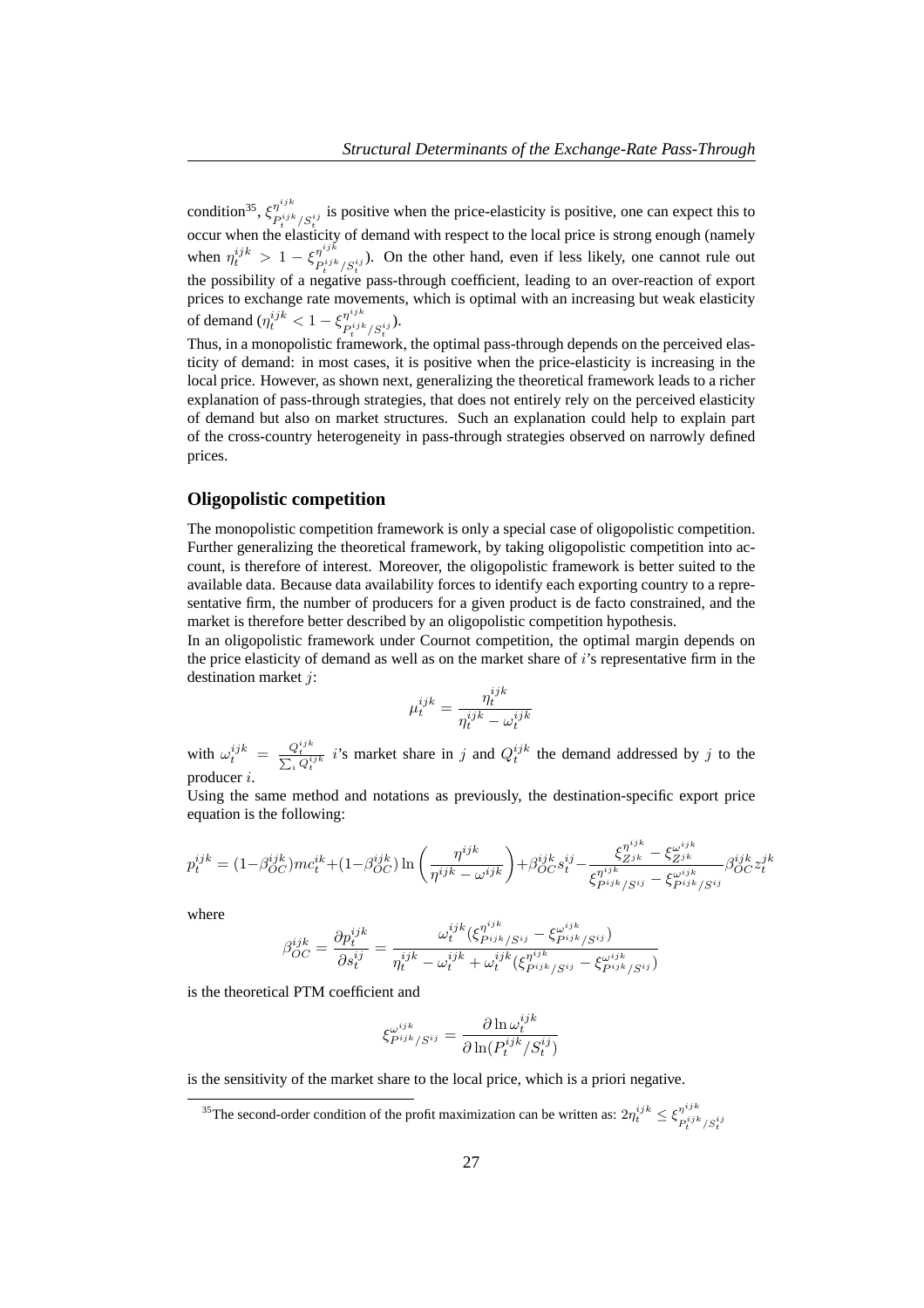condition[35], $\xi^{\eta^{ijk}}_{P_t^{ijk}/S_t^{ij}}$ is positive when the price-elasticity is positive, one can expect this to occur when the elasticity of demand with respect to the local price is strong enough (namely when $\eta_t^{ijk} > 1 - \xi^{\eta^{ijk}}_{P_t^{ijk}/S_t^{ij}}$). On the other hand, even if less likely, one cannot rule out the possibility of a negative pass-through coefficient, leading to an over-reaction of export prices to exchange rate movements, which is optimal with an increasing but weak elasticity of demand ($\eta_t^{ijk} < 1 - \xi^{\eta^{ijk}}_{P_t^{ijk}/S_t^{ij}}$).

Thus, in a monopolistic framework, the optimal pass-through depends on the perceived elasticity of demand: in most cases, it is positive when the price-elasticity is increasing in the local price. However, as shown next, generalizing the theoretical framework leads to a richer explanation of pass-through strategies, that does not entirely rely on the perceived elasticity of demand but also on market structures. Such an explanation could help to explain part of the cross-country heterogeneity in pass-through strategies observed on narrowly defined prices.

## Oligopolistic competition

The monopolistic competition framework is only a special case of oligopolistic competition. Further generalizing the theoretical framework, by taking oligopolistic competition into account, is therefore of interest. Moreover, the oligopolistic framework is better suited to the available data. Because data availability forces to identify each exporting country to a representative firm, the number of producers for a given product is de facto constrained, and the market is therefore better described by an oligopolistic competition hypothesis.

In an oligopolistic framework under Cournot competition, the optimal margin depends on the price elasticity of demand as well as on the market share of $i$'s representative firm in the destination market $j$:

$$\mu_t^{ijk} = \frac{\eta_t^{ijk}}{\eta_t^{ijk} - \omega_t^{ijk}}$$

with $\omega_t^{ijk} = \frac{Q_t^{ijk}}{\sum_i Q_t^{ijk}}$ $i$'s market share in $j$ and $Q_t^{ijk}$ the demand addressed by $j$ to the producer $i$.

Using the same method and notations as previously, the destination-specific export price equation is the following:

$$p_t^{ijk} = (1-\beta_{OC}^{ijk})mc_t^{ik} + (1-\beta_{OC}^{ijk})\ln\left(\frac{\eta^{ijk}}{\eta^{ijk} - \omega^{ijk}}\right) + \beta_{OC}^{ijk} s_t^{ij} - \frac{\xi^{\eta^{ijk}}_{Z^{jk}} - \xi^{\omega^{ijk}}_{Z^{jk}}}{\xi^{\eta^{ijk}}_{P^{ijk}/S^{ij}} - \xi^{\omega^{ijk}}_{P^{ijk}/S^{ij}}} \beta_{OC}^{ijk} z_t^{jk}$$

where

$$\beta_{OC}^{ijk} = \frac{\partial p_t^{ijk}}{\partial s_t^{ij}} = \frac{\omega_t^{ijk}(\xi^{\eta^{ijk}}_{P^{ijk}/S^{ij}} - \xi^{\omega^{ijk}}_{P^{ijk}/S^{ij}})}{\eta_t^{ijk} - \omega_t^{ijk} + \omega_t^{ijk}(\xi^{\eta^{ijk}}_{P^{ijk}/S^{ij}} - \xi^{\omega^{ijk}}_{P^{ijk}/S^{ij}})}$$

is the theoretical PTM coefficient and

$$\xi^{\omega^{ijk}}_{P^{ijk}/S^{ij}} = \frac{\partial \ln \omega_t^{ijk}}{\partial \ln(P_t^{ijk}/S_t^{ij})}$$

is the sensitivity of the market share to the local price, which is a priori negative.

[35] The second-order condition of the profit maximization can be written as: $2\eta_t^{ijk} \leq \xi^{\eta^{ijk}}_{P_t^{ijk}/S_t^{ij}}$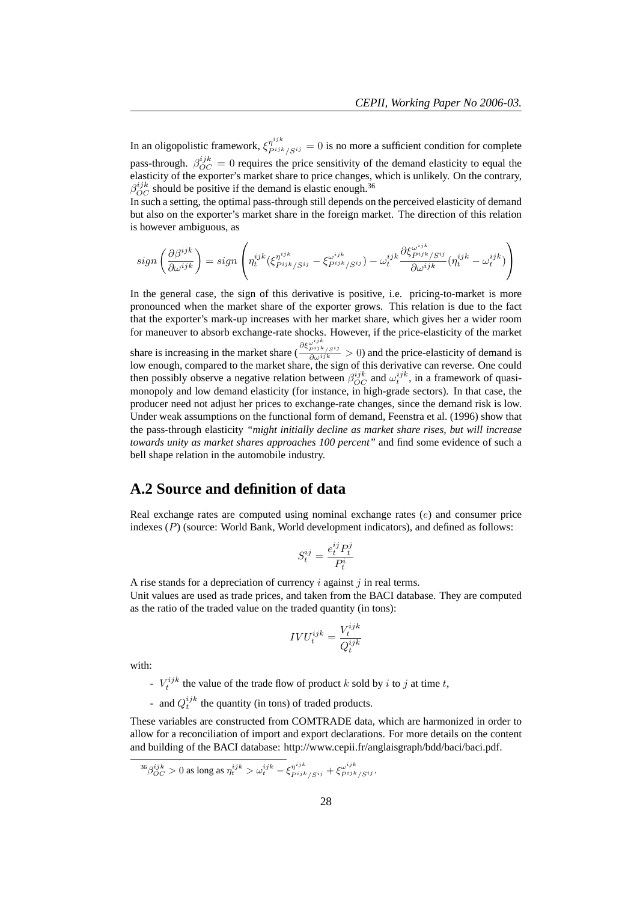In an oligopolistic framework, $\xi^{\eta^{ijk}}_{P^{ijk}/S^{ij}} = 0$ is no more a sufficient condition for complete pass-through. $\beta^{ijk}_{OC} = 0$ requires the price sensitivity of the demand elasticity to equal the elasticity of the exporter's market share to price changes, which is unlikely. On the contrary, $\beta^{ijk}_{OC}$ should be positive if the demand is elastic enough.[36]

In such a setting, the optimal pass-through still depends on the perceived elasticity of demand but also on the exporter's market share in the foreign market. The direction of this relation is however ambiguous, as

$$sign\left(\frac{\partial \beta^{ijk}}{\partial \omega^{ijk}}\right) = sign\left(\eta^{ijk}_t(\xi^{\eta^{ijk}}_{P^{ijk}/S^{ij}} - \xi^{\omega^{ijk}}_{P^{ijk}/S^{ij}}) - \omega^{ijk}_t \frac{\partial \xi^{\omega^{ijk}}_{P^{ijk}/S^{ij}}}{\partial \omega^{ijk}}(\eta^{ijk}_t - \omega^{ijk}_t)\right)$$

In the general case, the sign of this derivative is positive, i.e. pricing-to-market is more pronounced when the market share of the exporter grows. This relation is due to the fact that the exporter's mark-up increases with her market share, which gives her a wider room for maneuver to absorb exchange-rate shocks. However, if the price-elasticity of the market share is increasing in the market share ($\frac{\partial \xi^{\omega^{ijk}}_{P^{ijk}/S^{ij}}}{\partial \omega^{ijk}} > 0$) and the price-elasticity of demand is low enough, compared to the market share, the sign of this derivative can reverse. One could then possibly observe a negative relation between $\beta^{ijk}_{OC}$ and $\omega^{ijk}_t$, in a framework of quasi-monopoly and low demand elasticity (for instance, in high-grade sectors). In that case, the producer need not adjust her prices to exchange-rate changes, since the demand risk is low. Under weak assumptions on the functional form of demand, Feenstra et al. (1996) show that the pass-through elasticity *"might initially decline as market share rises, but will increase towards unity as market shares approaches 100 percent"* and find some evidence of such a bell shape relation in the automobile industry.

## A.2 Source and definition of data

Real exchange rates are computed using nominal exchange rates ($e$) and consumer price indexes ($P$) (source: World Bank, World development indicators), and defined as follows:

$$S^{ij}_t = \frac{e^{ij}_t P^j_t}{P^i_t}$$

A rise stands for a depreciation of currency $i$ against $j$ in real terms.

Unit values are used as trade prices, and taken from the BACI database. They are computed as the ratio of the traded value on the traded quantity (in tons):

$$IVU^{ijk}_t = \frac{V^{ijk}_t}{Q^{ijk}_t}$$

with:

- $V^{ijk}_t$ the value of the trade flow of product $k$ sold by $i$ to $j$ at time $t$,
- and $Q^{ijk}_t$ the quantity (in tons) of traded products.

These variables are constructed from COMTRADE data, which are harmonized in order to allow for a reconciliation of import and export declarations. For more details on the content and building of the BACI database: http://www.cepii.fr/anglaisgraph/bdd/baci/baci.pdf.

[36] $\beta^{ijk}_{OC} > 0$ as long as $\eta^{ijk}_t > \omega^{ijk}_t - \xi^{\eta^{ijk}}_{P^{ijk}/S^{ij}} + \xi^{\omega^{ijk}}_{P^{ijk}/S^{ij}}$.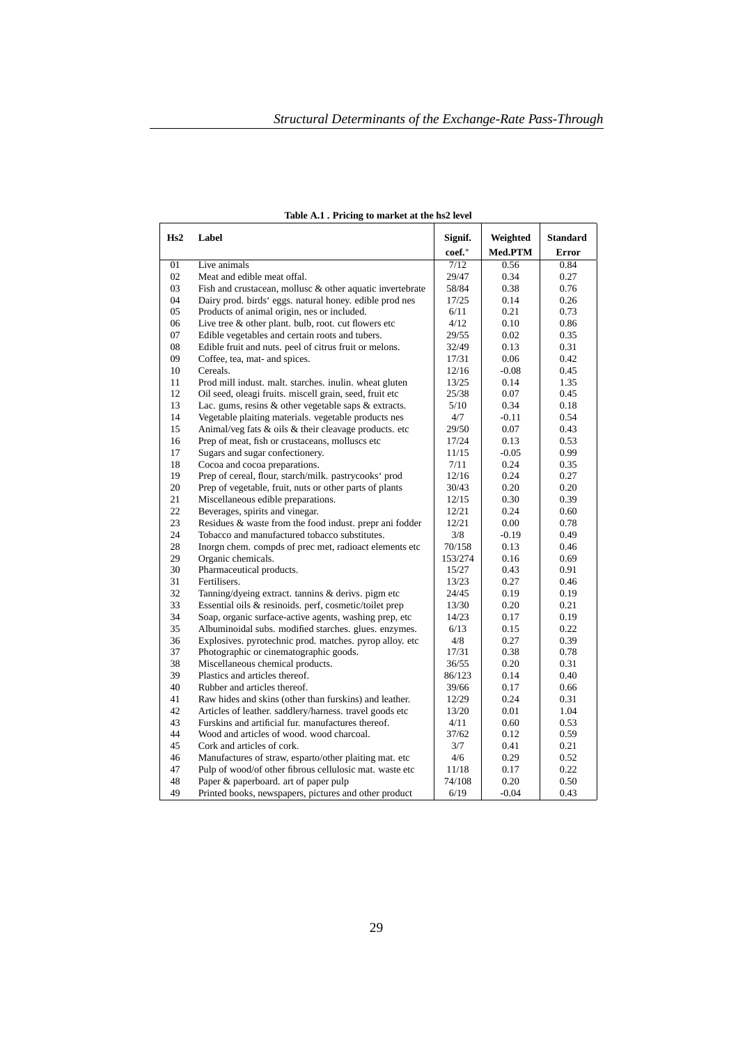**Table A.1 . Pricing to market at the hs2 level**

| Hs2 | Label | Signif. coef.* | Weighted Med.PTM | Standard Error |
|---|---|---|---|---|
| 01 | Live animals | 7/12 | 0.56 | 0.84 |
| 02 | Meat and edible meat offal. | 29/47 | 0.34 | 0.27 |
| 03 | Fish and crustacean, mollusc & other aquatic invertebrate | 58/84 | 0.38 | 0.76 |
| 04 | Dairy prod. birds' eggs. natural honey. edible prod nes | 17/25 | 0.14 | 0.26 |
| 05 | Products of animal origin, nes or included. | 6/11 | 0.21 | 0.73 |
| 06 | Live tree & other plant. bulb, root. cut flowers etc | 4/12 | 0.10 | 0.86 |
| 07 | Edible vegetables and certain roots and tubers. | 29/55 | 0.02 | 0.35 |
| 08 | Edible fruit and nuts. peel of citrus fruit or melons. | 32/49 | 0.13 | 0.31 |
| 09 | Coffee, tea, mat- and spices. | 17/31 | 0.06 | 0.42 |
| 10 | Cereals. | 12/16 | -0.08 | 0.45 |
| 11 | Prod mill indust. malt. starches. inulin. wheat gluten | 13/25 | 0.14 | 1.35 |
| 12 | Oil seed, oleagi fruits. miscell grain, seed, fruit etc | 25/38 | 0.07 | 0.45 |
| 13 | Lac. gums, resins & other vegetable saps & extracts. | 5/10 | 0.34 | 0.18 |
| 14 | Vegetable plaiting materials. vegetable products nes | 4/7 | -0.11 | 0.54 |
| 15 | Animal/veg fats & oils & their cleavage products. etc | 29/50 | 0.07 | 0.43 |
| 16 | Prep of meat, fish or crustaceans, molluscs etc | 17/24 | 0.13 | 0.53 |
| 17 | Sugars and sugar confectionery. | 11/15 | -0.05 | 0.99 |
| 18 | Cocoa and cocoa preparations. | 7/11 | 0.24 | 0.35 |
| 19 | Prep of cereal, flour, starch/milk. pastrycooks' prod | 12/16 | 0.24 | 0.27 |
| 20 | Prep of vegetable, fruit, nuts or other parts of plants | 30/43 | 0.20 | 0.20 |
| 21 | Miscellaneous edible preparations. | 12/15 | 0.30 | 0.39 |
| 22 | Beverages, spirits and vinegar. | 12/21 | 0.24 | 0.60 |
| 23 | Residues & waste from the food indust. prepr ani fodder | 12/21 | 0.00 | 0.78 |
| 24 | Tobacco and manufactured tobacco substitutes. | 3/8 | -0.19 | 0.49 |
| 28 | Inorgn chem. compds of prec met, radioact elements etc | 70/158 | 0.13 | 0.46 |
| 29 | Organic chemicals. | 153/274 | 0.16 | 0.69 |
| 30 | Pharmaceutical products. | 15/27 | 0.43 | 0.91 |
| 31 | Fertilisers. | 13/23 | 0.27 | 0.46 |
| 32 | Tanning/dyeing extract. tannins & derivs. pigm etc | 24/45 | 0.19 | 0.19 |
| 33 | Essential oils & resinoids. perf, cosmetic/toilet prep | 13/30 | 0.20 | 0.21 |
| 34 | Soap, organic surface-active agents, washing prep, etc | 14/23 | 0.17 | 0.19 |
| 35 | Albuminoidal subs. modified starches. glues. enzymes. | 6/13 | 0.15 | 0.22 |
| 36 | Explosives. pyrotechnic prod. matches. pyrop alloy. etc | 4/8 | 0.27 | 0.39 |
| 37 | Photographic or cinematographic goods. | 17/31 | 0.38 | 0.78 |
| 38 | Miscellaneous chemical products. | 36/55 | 0.20 | 0.31 |
| 39 | Plastics and articles thereof. | 86/123 | 0.14 | 0.40 |
| 40 | Rubber and articles thereof. | 39/66 | 0.17 | 0.66 |
| 41 | Raw hides and skins (other than furskins) and leather. | 12/29 | 0.24 | 0.31 |
| 42 | Articles of leather. saddlery/harness. travel goods etc | 13/20 | 0.01 | 1.04 |
| 43 | Furskins and artificial fur. manufactures thereof. | 4/11 | 0.60 | 0.53 |
| 44 | Wood and articles of wood. wood charcoal. | 37/62 | 0.12 | 0.59 |
| 45 | Cork and articles of cork. | 3/7 | 0.41 | 0.21 |
| 46 | Manufactures of straw, esparto/other plaiting mat. etc | 4/6 | 0.29 | 0.52 |
| 47 | Pulp of wood/of other fibrous cellulosic mat. waste etc | 11/18 | 0.17 | 0.22 |
| 48 | Paper & paperboard. art of paper pulp | 74/108 | 0.20 | 0.50 |
| 49 | Printed books, newspapers, pictures and other product | 6/19 | -0.04 | 0.43 |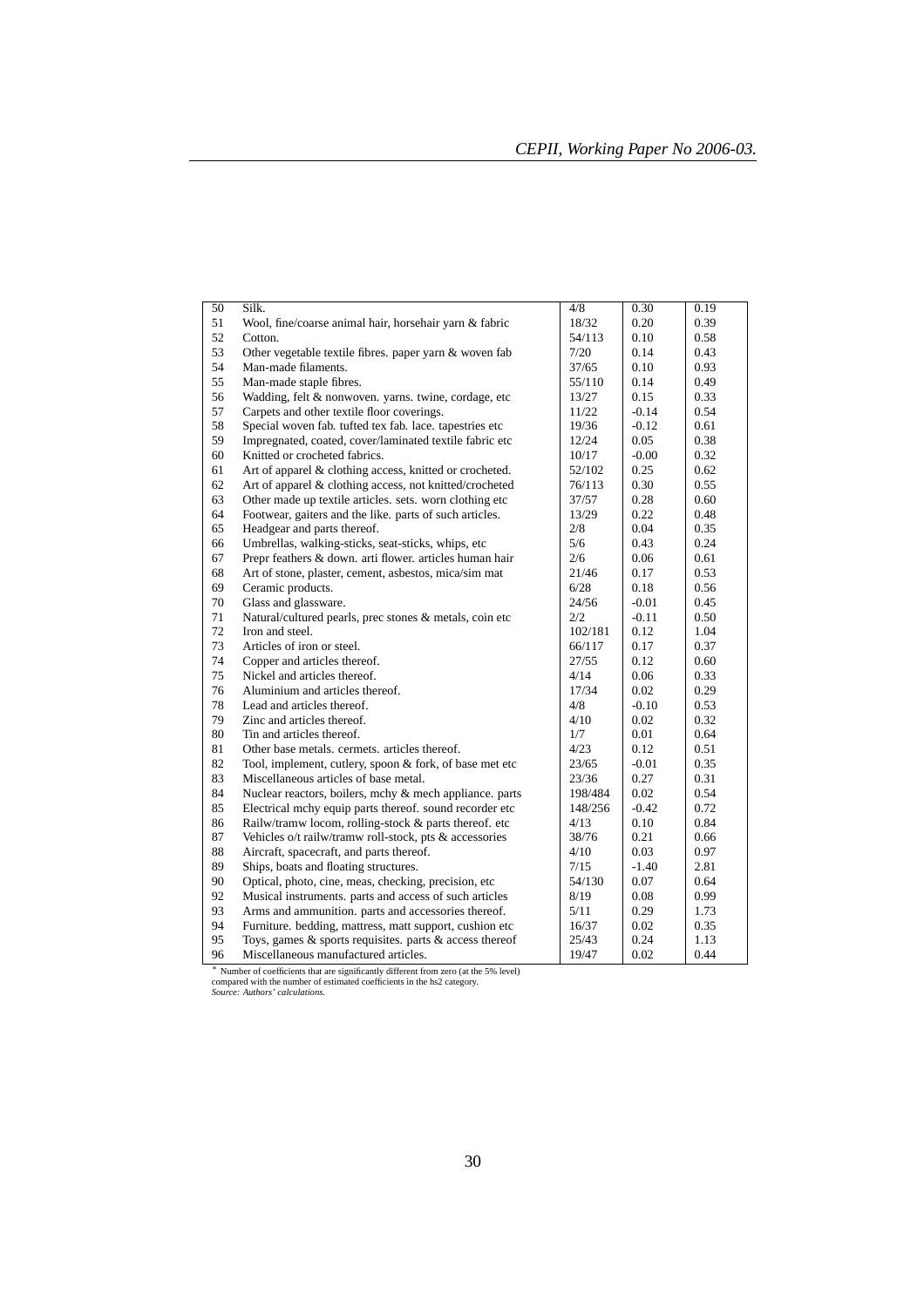| 50 | Silk. | 4/8 | 0.30 | 0.19 |
|---|---|---|---|---|
| 51 | Wool, fine/coarse animal hair, horsehair yarn & fabric | 18/32 | 0.20 | 0.39 |
| 52 | Cotton. | 54/113 | 0.10 | 0.58 |
| 53 | Other vegetable textile fibres. paper yarn & woven fab | 7/20 | 0.14 | 0.43 |
| 54 | Man-made filaments. | 37/65 | 0.10 | 0.93 |
| 55 | Man-made staple fibres. | 55/110 | 0.14 | 0.49 |
| 56 | Wadding, felt & nonwoven. yarns. twine, cordage, etc | 13/27 | 0.15 | 0.33 |
| 57 | Carpets and other textile floor coverings. | 11/22 | -0.14 | 0.54 |
| 58 | Special woven fab. tufted tex fab. lace. tapestries etc | 19/36 | -0.12 | 0.61 |
| 59 | Impregnated, coated, cover/laminated textile fabric etc | 12/24 | 0.05 | 0.38 |
| 60 | Knitted or crocheted fabrics. | 10/17 | -0.00 | 0.32 |
| 61 | Art of apparel & clothing access, knitted or crocheted. | 52/102 | 0.25 | 0.62 |
| 62 | Art of apparel & clothing access, not knitted/crocheted | 76/113 | 0.30 | 0.55 |
| 63 | Other made up textile articles. sets. worn clothing etc | 37/57 | 0.28 | 0.60 |
| 64 | Footwear, gaiters and the like. parts of such articles. | 13/29 | 0.22 | 0.48 |
| 65 | Headgear and parts thereof. | 2/8 | 0.04 | 0.35 |
| 66 | Umbrellas, walking-sticks, seat-sticks, whips, etc | 5/6 | 0.43 | 0.24 |
| 67 | Prepr feathers & down. arti flower. articles human hair | 2/6 | 0.06 | 0.61 |
| 68 | Art of stone, plaster, cement, asbestos, mica/sim mat | 21/46 | 0.17 | 0.53 |
| 69 | Ceramic products. | 6/28 | 0.18 | 0.56 |
| 70 | Glass and glassware. | 24/56 | -0.01 | 0.45 |
| 71 | Natural/cultured pearls, prec stones & metals, coin etc | 2/2 | -0.11 | 0.50 |
| 72 | Iron and steel. | 102/181 | 0.12 | 1.04 |
| 73 | Articles of iron or steel. | 66/117 | 0.17 | 0.37 |
| 74 | Copper and articles thereof. | 27/55 | 0.12 | 0.60 |
| 75 | Nickel and articles thereof. | 4/14 | 0.06 | 0.33 |
| 76 | Aluminium and articles thereof. | 17/34 | 0.02 | 0.29 |
| 78 | Lead and articles thereof. | 4/8 | -0.10 | 0.53 |
| 79 | Zinc and articles thereof. | 4/10 | 0.02 | 0.32 |
| 80 | Tin and articles thereof. | 1/7 | 0.01 | 0.64 |
| 81 | Other base metals. cermets. articles thereof. | 4/23 | 0.12 | 0.51 |
| 82 | Tool, implement, cutlery, spoon & fork, of base met etc | 23/65 | -0.01 | 0.35 |
| 83 | Miscellaneous articles of base metal. | 23/36 | 0.27 | 0.31 |
| 84 | Nuclear reactors, boilers, mchy & mech appliance. parts | 198/484 | 0.02 | 0.54 |
| 85 | Electrical mchy equip parts thereof. sound recorder etc | 148/256 | -0.42 | 0.72 |
| 86 | Railw/tramw locom, rolling-stock & parts thereof. etc | 4/13 | 0.10 | 0.84 |
| 87 | Vehicles o/t railw/tramw roll-stock, pts & accessories | 38/76 | 0.21 | 0.66 |
| 88 | Aircraft, spacecraft, and parts thereof. | 4/10 | 0.03 | 0.97 |
| 89 | Ships, boats and floating structures. | 7/15 | -1.40 | 2.81 |
| 90 | Optical, photo, cine, meas, checking, precision, etc | 54/130 | 0.07 | 0.64 |
| 92 | Musical instruments. parts and access of such articles | 8/19 | 0.08 | 0.99 |
| 93 | Arms and ammunition. parts and accessories thereof. | 5/11 | 0.29 | 1.73 |
| 94 | Furniture. bedding, mattress, matt support, cushion etc | 16/37 | 0.02 | 0.35 |
| 95 | Toys, games & sports requisites. parts & access thereof | 25/43 | 0.24 | 1.13 |
| 96 | Miscellaneous manufactured articles. | 19/47 | 0.02 | 0.44 |

[a] Number of coefficients that are significantly different from zero (at the 5% level) compared with the number of estimated coefficients in the hs2 category.
*Source: Authors' calculations.*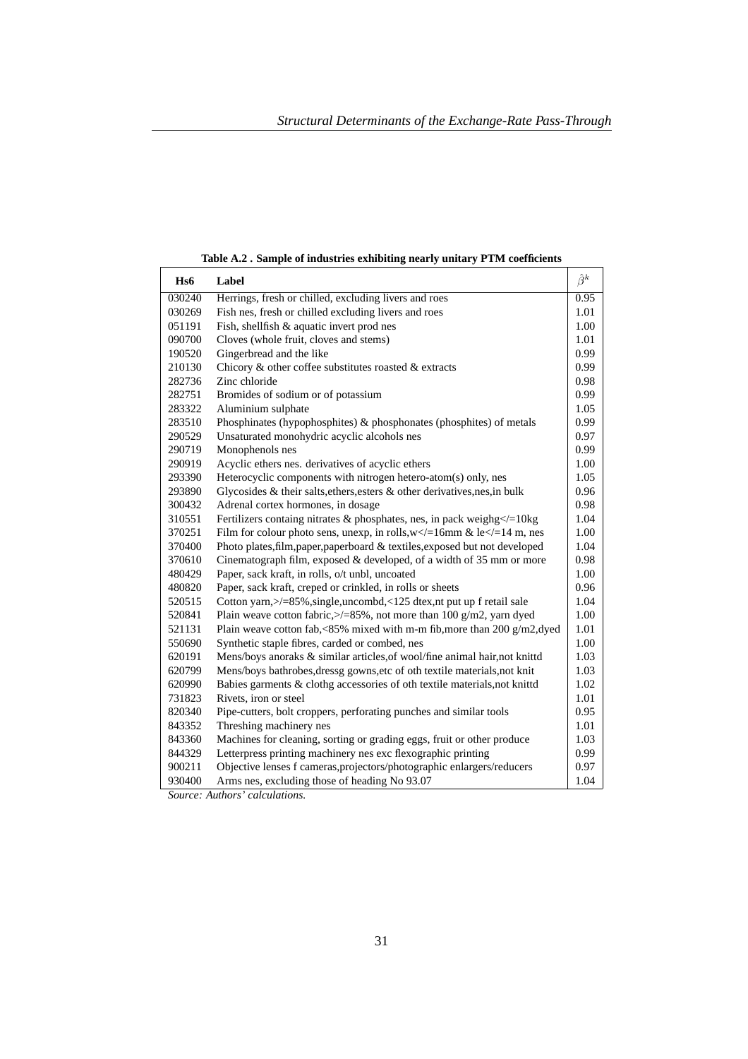**Table A.2 . Sample of industries exhibiting nearly unitary PTM coefficients**

| Hs6 | Label | $\hat{\beta}^k$ |
|---|---|---|
| 030240 | Herrings, fresh or chilled, excluding livers and roes | 0.95 |
| 030269 | Fish nes, fresh or chilled excluding livers and roes | 1.01 |
| 051191 | Fish, shellfish & aquatic invert prod nes | 1.00 |
| 090700 | Cloves (whole fruit, cloves and stems) | 1.01 |
| 190520 | Gingerbread and the like | 0.99 |
| 210130 | Chicory & other coffee substitutes roasted & extracts | 0.99 |
| 282736 | Zinc chloride | 0.98 |
| 282751 | Bromides of sodium or of potassium | 0.99 |
| 283322 | Aluminium sulphate | 1.05 |
| 283510 | Phosphinates (hypophosphites) & phosphonates (phosphites) of metals | 0.99 |
| 290529 | Unsaturated monohydric acyclic alcohols nes | 0.97 |
| 290719 | Monophenols nes | 0.99 |
| 290919 | Acyclic ethers nes. derivatives of acyclic ethers | 1.00 |
| 293390 | Heterocyclic components with nitrogen hetero-atom(s) only, nes | 1.05 |
| 293890 | Glycosides & their salts,ethers,esters & other derivatives,nes,in bulk | 0.96 |
| 300432 | Adrenal cortex hormones, in dosage | 0.98 |
| 310551 | Fertilizers containg nitrates & phosphates, nes, in pack weighg</=10kg | 1.04 |
| 370251 | Film for colour photo sens, unexp, in rolls,w</=16mm & le</=14 m, nes | 1.00 |
| 370400 | Photo plates,film,paper,paperboard & textiles,exposed but not developed | 1.04 |
| 370610 | Cinematograph film, exposed & developed, of a width of 35 mm or more | 0.98 |
| 480429 | Paper, sack kraft, in rolls, o/t unbl, uncoated | 1.00 |
| 480820 | Paper, sack kraft, creped or crinkled, in rolls or sheets | 0.96 |
| 520515 | Cotton yarn,>/=85%,single,uncombd,<125 dtex,nt put up f retail sale | 1.04 |
| 520841 | Plain weave cotton fabric,>/=85%, not more than 100 g/m2, yarn dyed | 1.00 |
| 521131 | Plain weave cotton fab,<85% mixed with m-m fib,more than 200 g/m2,dyed | 1.01 |
| 550690 | Synthetic staple fibres, carded or combed, nes | 1.00 |
| 620191 | Mens/boys anoraks & similar articles,of wool/fine animal hair,not knittd | 1.03 |
| 620799 | Mens/boys bathrobes,dressg gowns,etc of oth textile materials,not knit | 1.03 |
| 620990 | Babies garments & clothg accessories of oth textile materials,not knittd | 1.02 |
| 731823 | Rivets, iron or steel | 1.01 |
| 820340 | Pipe-cutters, bolt croppers, perforating punches and similar tools | 0.95 |
| 843352 | Threshing machinery nes | 1.01 |
| 843360 | Machines for cleaning, sorting or grading eggs, fruit or other produce | 1.03 |
| 844329 | Letterpress printing machinery nes exc flexographic printing | 0.99 |
| 900211 | Objective lenses f cameras,projectors/photographic enlargers/reducers | 0.97 |
| 930400 | Arms nes, excluding those of heading No 93.07 | 1.04 |

*Source: Authors' calculations.*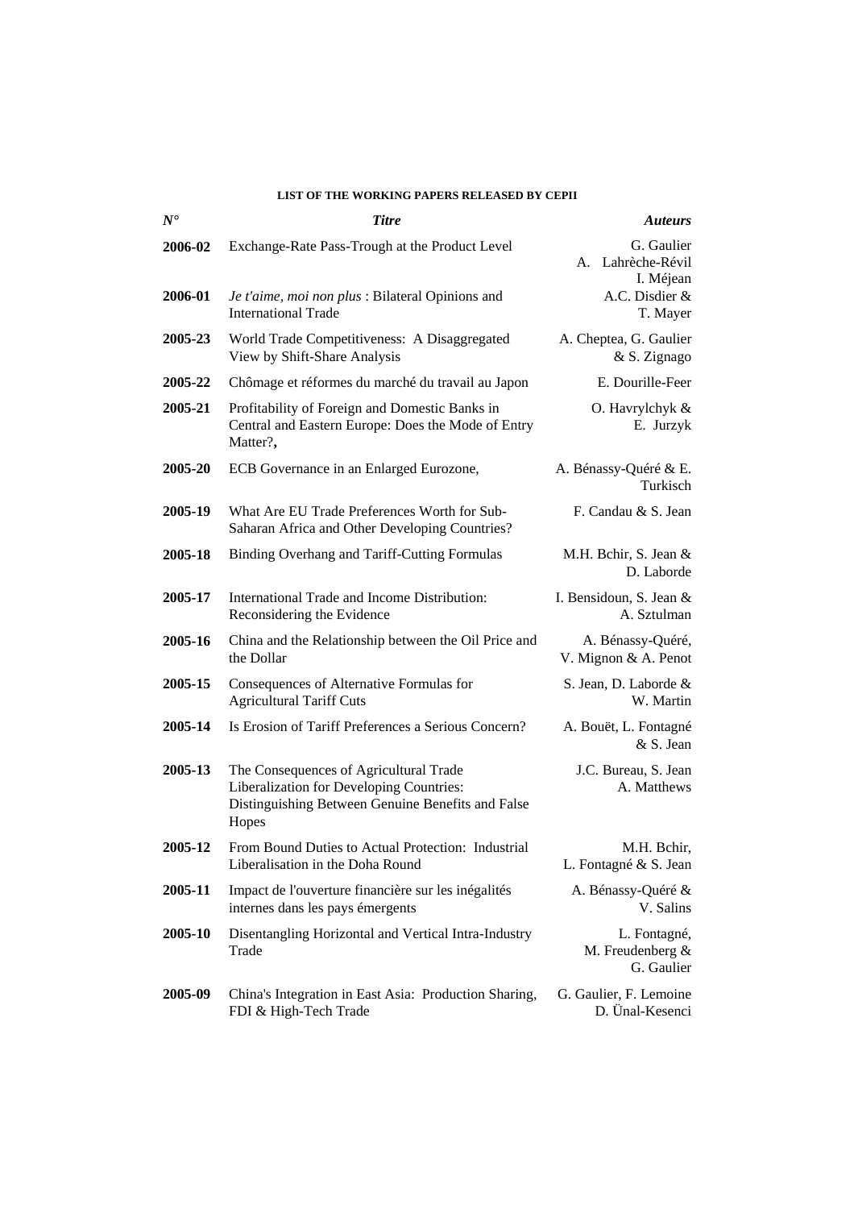**LIST OF THE WORKING PAPERS RELEASED BY CEPII**

| *N°* | *Titre* | *Auteurs* |
|---|---|---|
| **2006-02** | Exchange-Rate Pass-Trough at the Product Level | G. Gaulier A. Lahrèche-Révil I. Méjean |
| **2006-01** | *Je t'aime, moi non plus* : Bilateral Opinions and International Trade | A.C. Disdier & T. Mayer |
| **2005-23** | World Trade Competitiveness: A Disaggregated View by Shift-Share Analysis | A. Cheptea, G. Gaulier & S. Zignago |
| **2005-22** | Chômage et réformes du marché du travail au Japon | E. Dourille-Feer |
| **2005-21** | Profitability of Foreign and Domestic Banks in Central and Eastern Europe: Does the Mode of Entry Matter?**,** | O. Havrylchyk & E. Jurzyk |
| **2005-20** | ECB Governance in an Enlarged Eurozone, | A. Bénassy-Quéré & E. Turkisch |
| **2005-19** | What Are EU Trade Preferences Worth for Sub-Saharan Africa and Other Developing Countries? | F. Candau & S. Jean |
| **2005-18** | Binding Overhang and Tariff-Cutting Formulas | M.H. Bchir, S. Jean & D. Laborde |
| **2005-17** | International Trade and Income Distribution: Reconsidering the Evidence | I. Bensidoun, S. Jean & A. Sztulman |
| **2005-16** | China and the Relationship between the Oil Price and the Dollar | A. Bénassy-Quéré, V. Mignon & A. Penot |
| **2005-15** | Consequences of Alternative Formulas for Agricultural Tariff Cuts | S. Jean, D. Laborde & W. Martin |
| **2005-14** | Is Erosion of Tariff Preferences a Serious Concern? | A. Bouët, L. Fontagné & S. Jean |
| **2005-13** | The Consequences of Agricultural Trade Liberalization for Developing Countries: Distinguishing Between Genuine Benefits and False Hopes | J.C. Bureau, S. Jean A. Matthews |
| **2005-12** | From Bound Duties to Actual Protection: Industrial Liberalisation in the Doha Round | M.H. Bchir, L. Fontagné & S. Jean |
| **2005-11** | Impact de l'ouverture financière sur les inégalités internes dans les pays émergents | A. Bénassy-Quéré & V. Salins |
| **2005-10** | Disentangling Horizontal and Vertical Intra-Industry Trade | L. Fontagné, M. Freudenberg & G. Gaulier |
| **2005-09** | China's Integration in East Asia: Production Sharing, FDI & High-Tech Trade | G. Gaulier, F. Lemoine D. Ünal-Kesenci |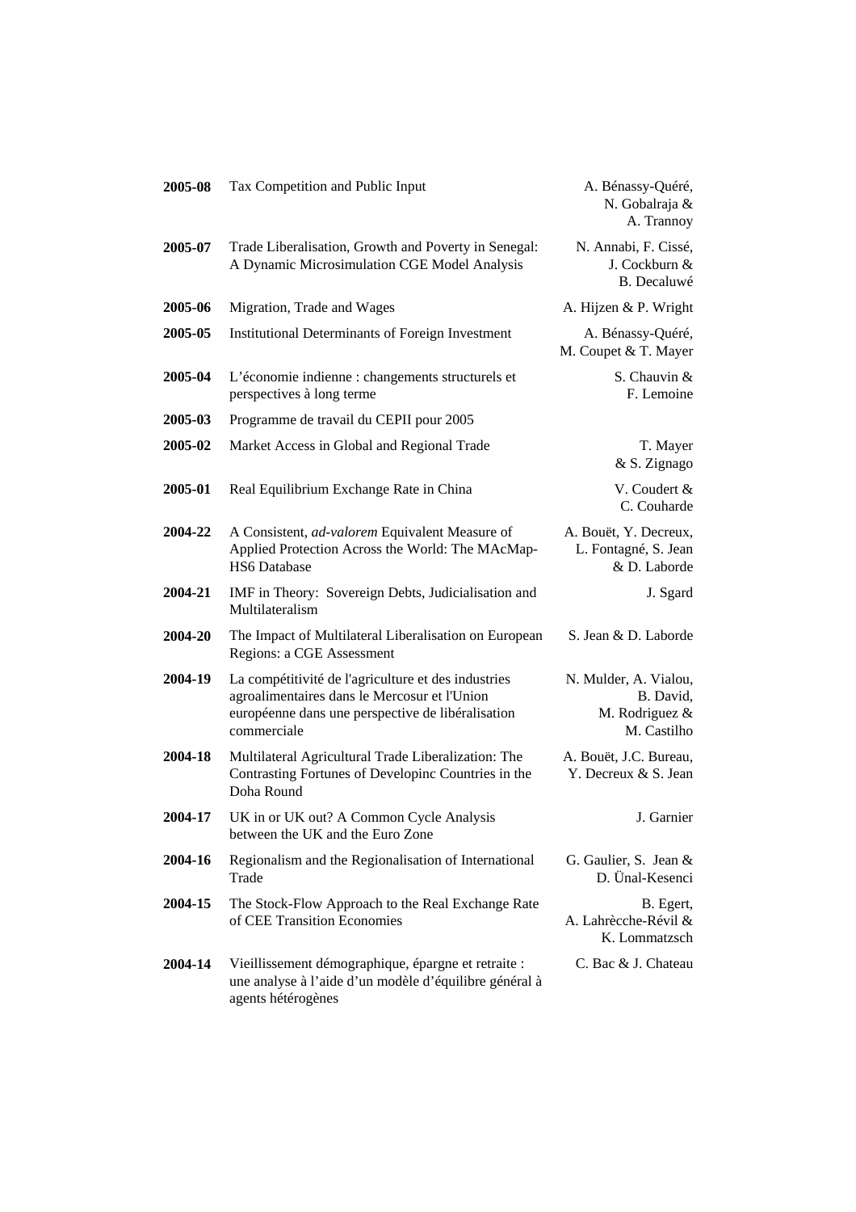| | | |
|---|---|---|
| **2005-08** | Tax Competition and Public Input | A. Bénassy-Quéré, N. Gobalraja & A. Trannoy |
| **2005-07** | Trade Liberalisation, Growth and Poverty in Senegal: A Dynamic Microsimulation CGE Model Analysis | N. Annabi, F. Cissé, J. Cockburn & B. Decaluwé |
| **2005-06** | Migration, Trade and Wages | A. Hijzen & P. Wright |
| **2005-05** | Institutional Determinants of Foreign Investment | A. Bénassy-Quéré, M. Coupet & T. Mayer |
| **2005-04** | L'économie indienne : changements structurels et perspectives à long terme | S. Chauvin & F. Lemoine |
| **2005-03** | Programme de travail du CEPII pour 2005 | |
| **2005-02** | Market Access in Global and Regional Trade | T. Mayer & S. Zignago |
| **2005-01** | Real Equilibrium Exchange Rate in China | V. Coudert & C. Couharde |
| **2004-22** | A Consistent, *ad-valorem* Equivalent Measure of Applied Protection Across the World: The MAcMap-HS6 Database | A. Bouët, Y. Decreux, L. Fontagné, S. Jean & D. Laborde |
| **2004-21** | IMF in Theory: Sovereign Debts, Judicialisation and Multilateralism | J. Sgard |
| **2004-20** | The Impact of Multilateral Liberalisation on European Regions: a CGE Assessment | S. Jean & D. Laborde |
| **2004-19** | La compétitivité de l'agriculture et des industries agroalimentaires dans le Mercosur et l'Union européenne dans une perspective de libéralisation commerciale | N. Mulder, A. Vialou, B. David, M. Rodriguez & M. Castilho |
| **2004-18** | Multilateral Agricultural Trade Liberalization: The Contrasting Fortunes of Developinc Countries in the Doha Round | A. Bouët, J.C. Bureau, Y. Decreux & S. Jean |
| **2004-17** | UK in or UK out? A Common Cycle Analysis between the UK and the Euro Zone | J. Garnier |
| **2004-16** | Regionalism and the Regionalisation of International Trade | G. Gaulier, S. Jean & D. Ünal-Kesenci |
| **2004-15** | The Stock-Flow Approach to the Real Exchange Rate of CEE Transition Economies | B. Egert, A. Lahrècche-Révil & K. Lommatzsch |
| **2004-14** | Vieillissement démographique, épargne et retraite : une analyse à l'aide d'un modèle d'équilibre général à agents hétérogènes | C. Bac & J. Chateau |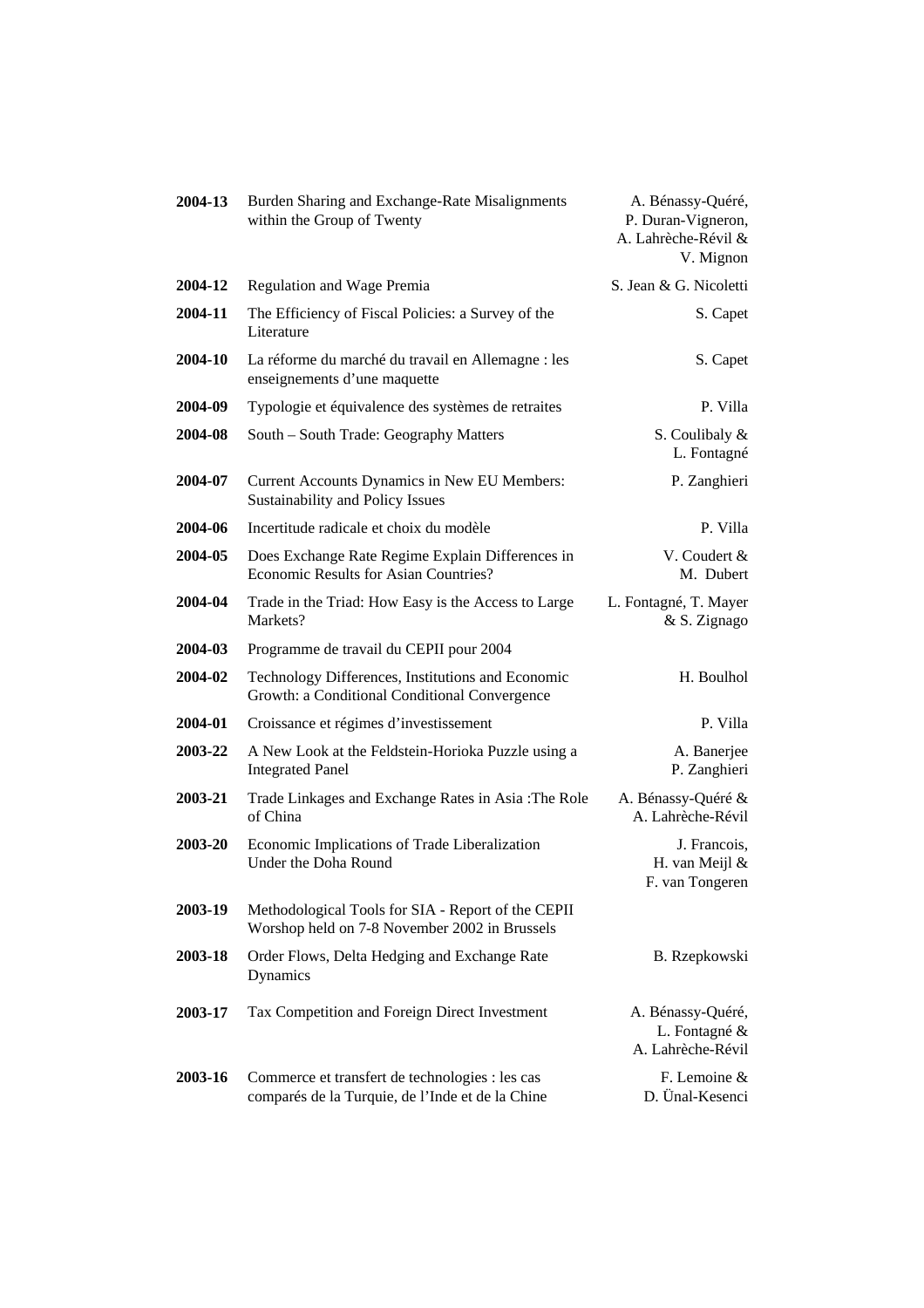| | | |
|---|---|---|
| **2004-13** | Burden Sharing and Exchange-Rate Misalignments within the Group of Twenty | A. Bénassy-Quéré, P. Duran-Vigneron, A. Lahrèche-Révil & V. Mignon |
| **2004-12** | Regulation and Wage Premia | S. Jean & G. Nicoletti |
| **2004-11** | The Efficiency of Fiscal Policies: a Survey of the Literature | S. Capet |
| **2004-10** | La réforme du marché du travail en Allemagne : les enseignements d'une maquette | S. Capet |
| **2004-09** | Typologie et équivalence des systèmes de retraites | P. Villa |
| **2004-08** | South – South Trade: Geography Matters | S. Coulibaly & L. Fontagné |
| **2004-07** | Current Accounts Dynamics in New EU Members: Sustainability and Policy Issues | P. Zanghieri |
| **2004-06** | Incertitude radicale et choix du modèle | P. Villa |
| **2004-05** | Does Exchange Rate Regime Explain Differences in Economic Results for Asian Countries? | V. Coudert & M. Dubert |
| **2004-04** | Trade in the Triad: How Easy is the Access to Large Markets? | L. Fontagné, T. Mayer & S. Zignago |
| **2004-03** | Programme de travail du CEPII pour 2004 | |
| **2004-02** | Technology Differences, Institutions and Economic Growth: a Conditional Conditional Convergence | H. Boulhol |
| **2004-01** | Croissance et régimes d'investissement | P. Villa |
| **2003-22** | A New Look at the Feldstein-Horioka Puzzle using a Integrated Panel | A. Banerjee P. Zanghieri |
| **2003-21** | Trade Linkages and Exchange Rates in Asia :The Role of China | A. Bénassy-Quéré & A. Lahrèche-Révil |
| **2003-20** | Economic Implications of Trade Liberalization Under the Doha Round | J. Francois, H. van Meijl & F. van Tongeren |
| **2003-19** | Methodological Tools for SIA - Report of the CEPII Worshop held on 7-8 November 2002 in Brussels | |
| **2003-18** | Order Flows, Delta Hedging and Exchange Rate Dynamics | B. Rzepkowski |
| **2003-17** | Tax Competition and Foreign Direct Investment | A. Bénassy-Quéré, L. Fontagné & A. Lahrèche-Révil |
| **2003-16** | Commerce et transfert de technologies : les cas comparés de la Turquie, de l'Inde et de la Chine | F. Lemoine & D. Ünal-Kesenci |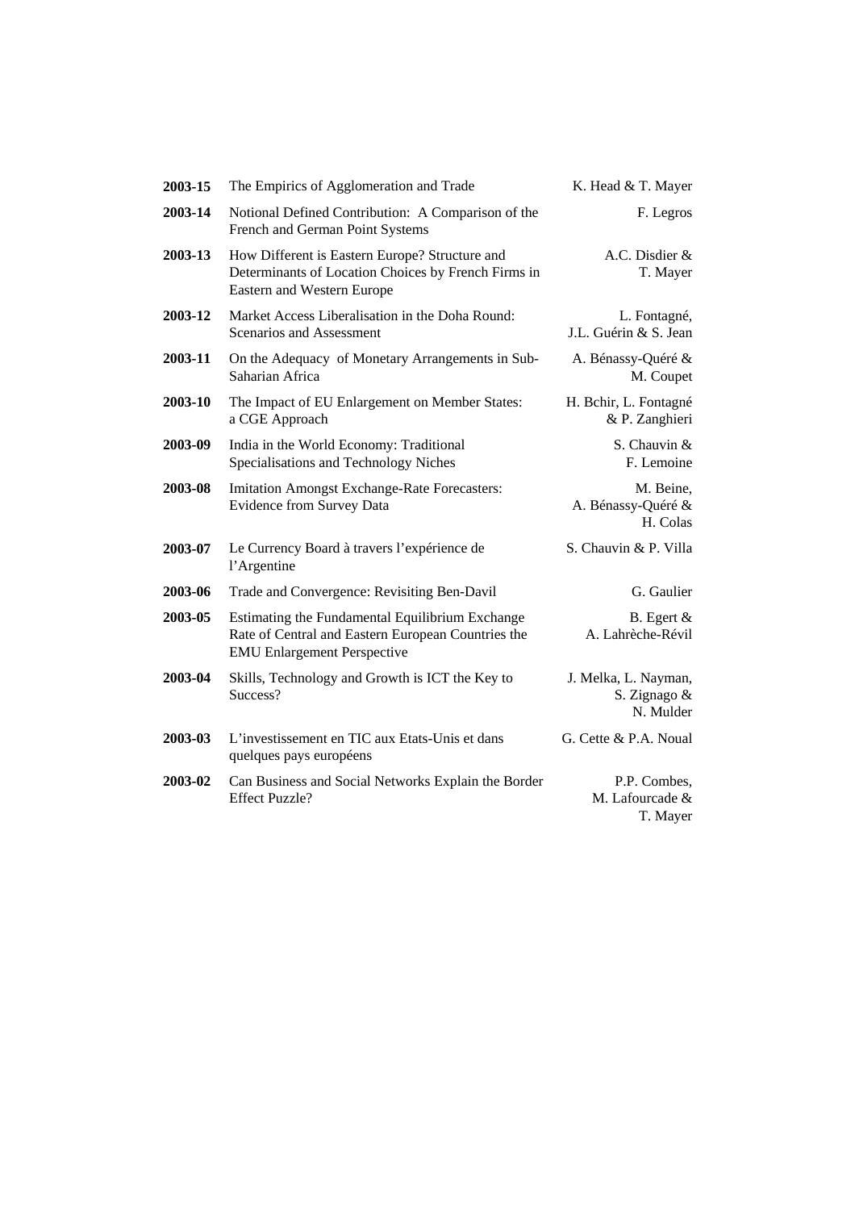| | | |
|---|---|---|
| **2003-15** | The Empirics of Agglomeration and Trade | K. Head & T. Mayer |
| **2003-14** | Notional Defined Contribution: A Comparison of the French and German Point Systems | F. Legros |
| **2003-13** | How Different is Eastern Europe? Structure and Determinants of Location Choices by French Firms in Eastern and Western Europe | A.C. Disdier & T. Mayer |
| **2003-12** | Market Access Liberalisation in the Doha Round: Scenarios and Assessment | L. Fontagné, J.L. Guérin & S. Jean |
| **2003-11** | On the Adequacy of Monetary Arrangements in Sub-Saharian Africa | A. Bénassy-Quéré & M. Coupet |
| **2003-10** | The Impact of EU Enlargement on Member States: a CGE Approach | H. Bchir, L. Fontagné & P. Zanghieri |
| **2003-09** | India in the World Economy: Traditional Specialisations and Technology Niches | S. Chauvin & F. Lemoine |
| **2003-08** | Imitation Amongst Exchange-Rate Forecasters: Evidence from Survey Data | M. Beine, A. Bénassy-Quéré & H. Colas |
| **2003-07** | Le Currency Board à travers l'expérience de l'Argentine | S. Chauvin & P. Villa |
| **2003-06** | Trade and Convergence: Revisiting Ben-Davil | G. Gaulier |
| **2003-05** | Estimating the Fundamental Equilibrium Exchange Rate of Central and Eastern European Countries the EMU Enlargement Perspective | B. Egert & A. Lahrèche-Révil |
| **2003-04** | Skills, Technology and Growth is ICT the Key to Success? | J. Melka, L. Nayman, S. Zignago & N. Mulder |
| **2003-03** | L'investissement en TIC aux Etats-Unis et dans quelques pays européens | G. Cette & P.A. Noual |
| **2003-02** | Can Business and Social Networks Explain the Border Effect Puzzle? | P.P. Combes, M. Lafourcade & T. Mayer |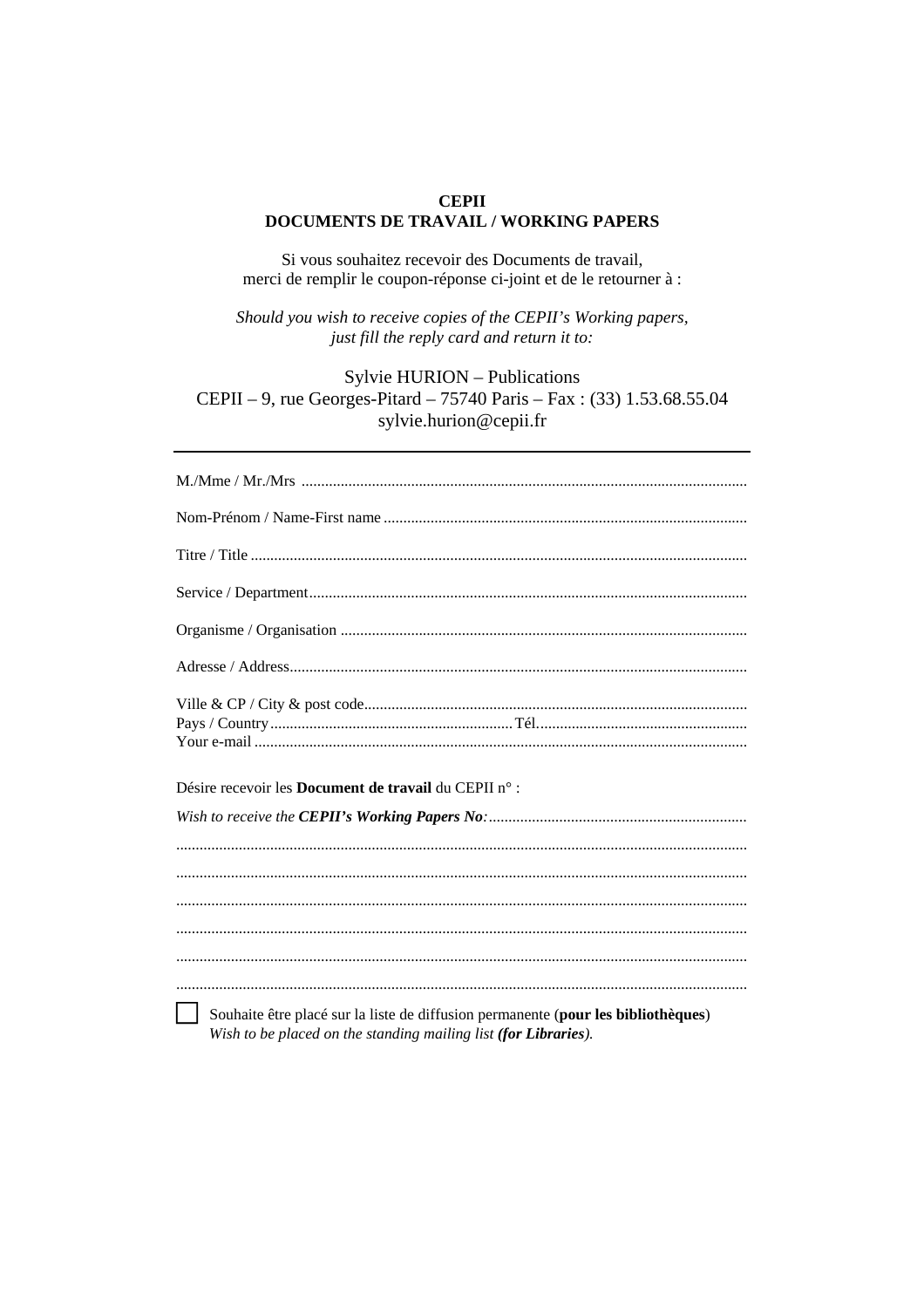**CEPII**
**DOCUMENTS DE TRAVAIL / WORKING PAPERS**

Si vous souhaitez recevoir des Documents de travail,
merci de remplir le coupon-réponse ci-joint et de le retourner à :

*Should you wish to receive copies of the CEPII's Working papers,*
*just fill the reply card and return it to:*

Sylvie HURION – Publications
CEPII – 9, rue Georges-Pitard – 75740 Paris – Fax : (33) 1.53.68.55.04
sylvie.hurion@cepii.fr

---

M./Mme / Mr./Mrs ........................................................................................................

Nom-Prénom / Name-First name ....................................................................................

Titre / Title .....................................................................................................................

Service / Department......................................................................................................

Organisme / Organisation ..............................................................................................

Adresse / Address...........................................................................................................

Ville & CP / City & post code........................................................................................
Pays / Country..................................................... Tél.....................................................
Your e-mail .....................................................................................................................

Désire recevoir les **Document de travail** du CEPII n° :

*Wish to receive the **CEPII's Working Papers No**:*.........................................................

.........................................................................................................................................

.........................................................................................................................................

.........................................................................................................................................

.........................................................................................................................................

.........................................................................................................................................

.........................................................................................................................................

☐ Souhaite être placé sur la liste de diffusion permanente (**pour les bibliothèques**)
*Wish to be placed on the standing mailing list **(for Libraries)**.*